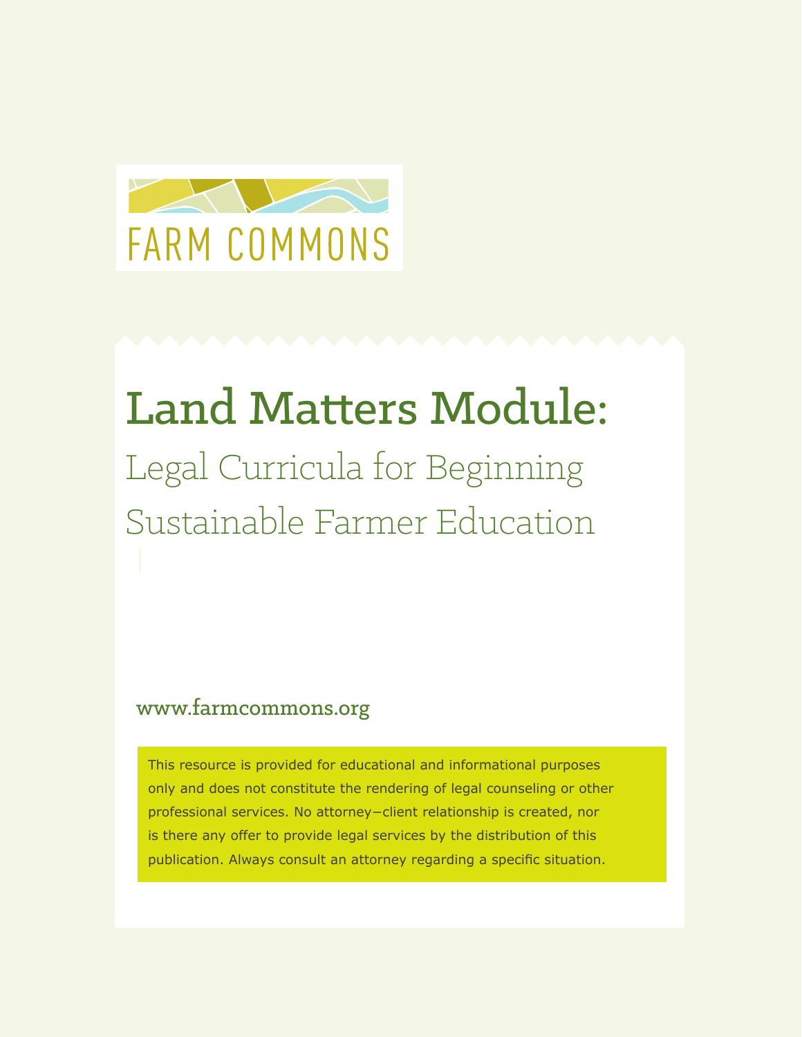FARM COMMONS

# Land Matters Module:

## Legal Curricula for Beginning Sustainable Farmer Education

www.farmcommons.org

This resource is provided for educational and informational purposes only and does not constitute the rendering of legal counseling or other professional services. No attorney–client relationship is created, nor is there any offer to provide legal services by the distribution of this publication. Always consult an attorney regarding a specific situation.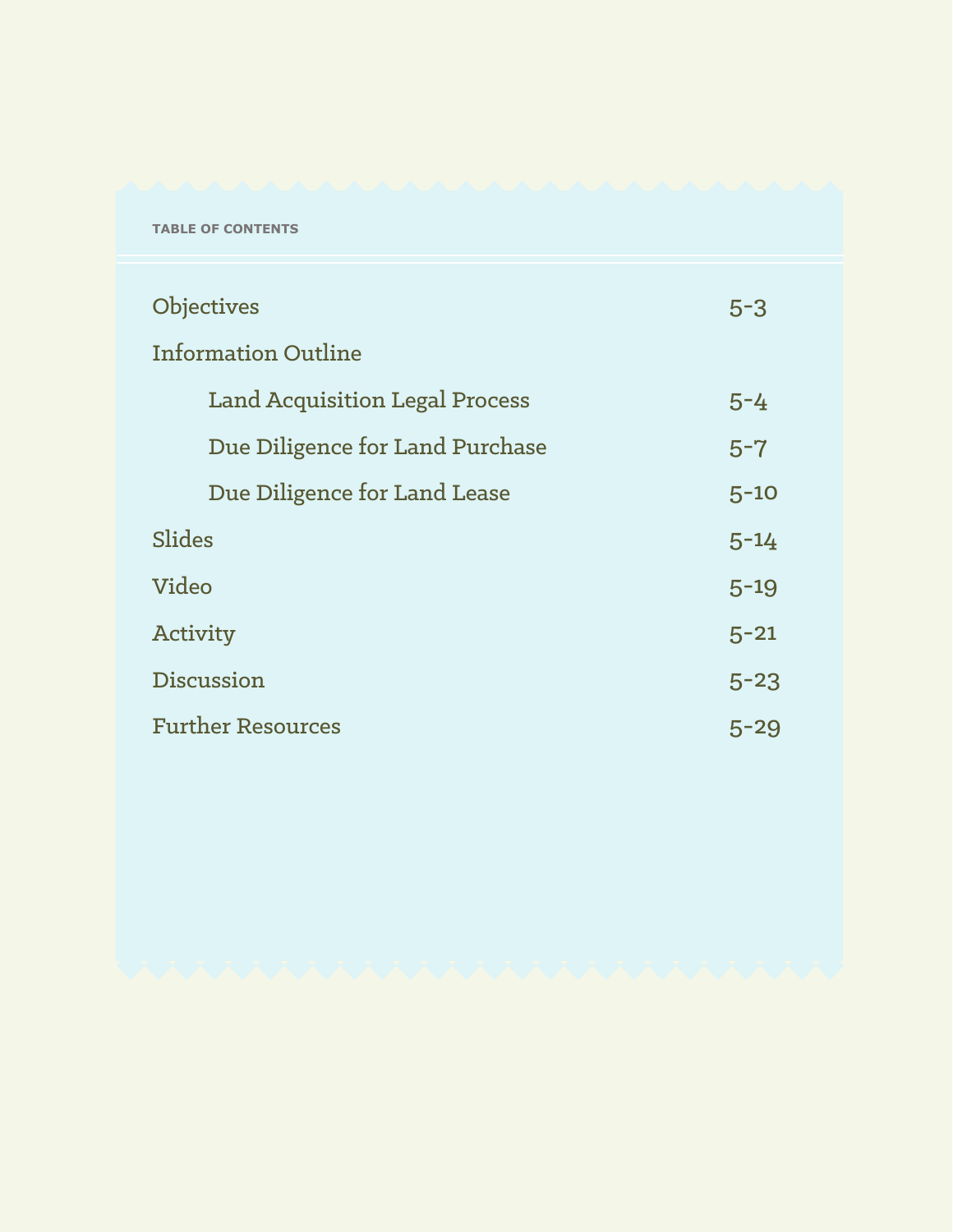TABLE OF CONTENTS

| | |
|---|---|
| Objectives | 5-3 |
| Information Outline | |
| Land Acquisition Legal Process | 5-4 |
| Due Diligence for Land Purchase | 5-7 |
| Due Diligence for Land Lease | 5-10 |
| Slides | 5-14 |
| Video | 5-19 |
| Activity | 5-21 |
| Discussion | 5-23 |
| Further Resources | 5-29 |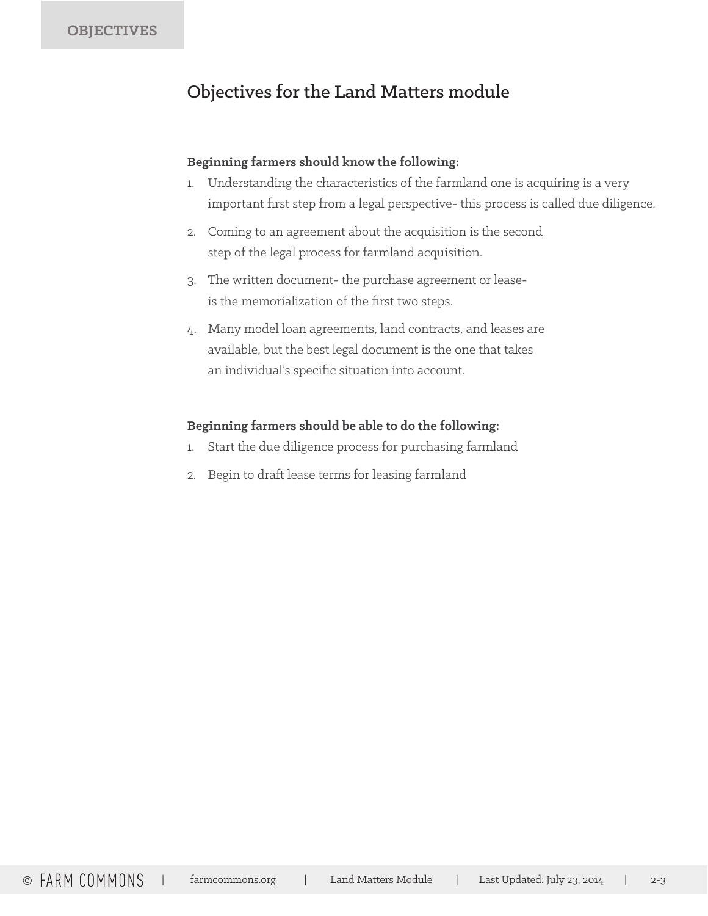OBJECTIVES

## Objectives for the Land Matters module

**Beginning farmers should know the following:**

1. Understanding the characteristics of the farmland one is acquiring is a very important first step from a legal perspective- this process is called due diligence.
2. Coming to an agreement about the acquisition is the second step of the legal process for farmland acquisition.
3. The written document- the purchase agreement or lease- is the memorialization of the first two steps.
4. Many model loan agreements, land contracts, and leases are available, but the best legal document is the one that takes an individual's specific situation into account.

**Beginning farmers should be able to do the following:**

1. Start the due diligence process for purchasing farmland
2. Begin to draft lease terms for leasing farmland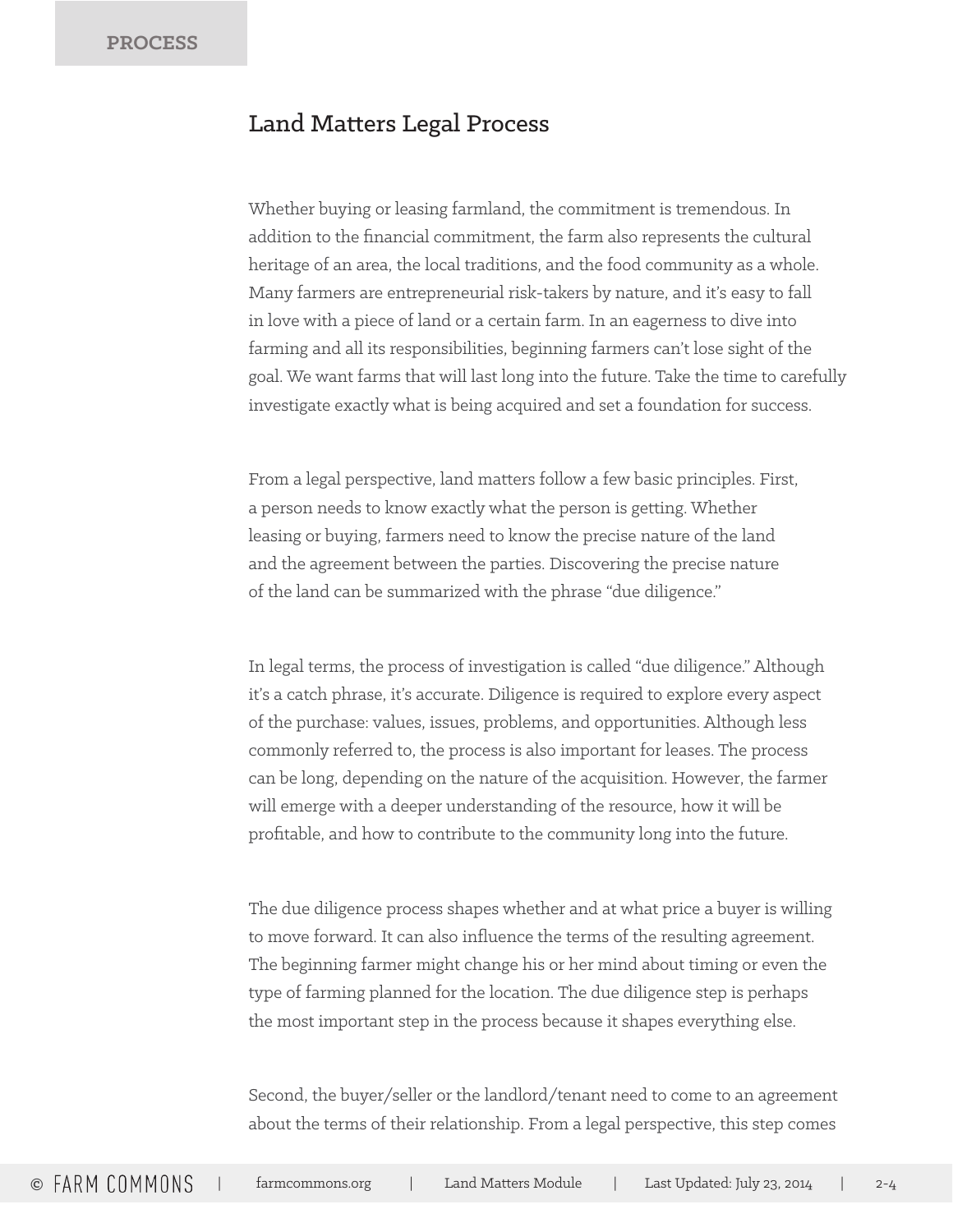## Land Matters Legal Process

Whether buying or leasing farmland, the commitment is tremendous. In addition to the financial commitment, the farm also represents the cultural heritage of an area, the local traditions, and the food community as a whole. Many farmers are entrepreneurial risk-takers by nature, and it's easy to fall in love with a piece of land or a certain farm. In an eagerness to dive into farming and all its responsibilities, beginning farmers can't lose sight of the goal. We want farms that will last long into the future. Take the time to carefully investigate exactly what is being acquired and set a foundation for success.

From a legal perspective, land matters follow a few basic principles. First, a person needs to know exactly what the person is getting. Whether leasing or buying, farmers need to know the precise nature of the land and the agreement between the parties. Discovering the precise nature of the land can be summarized with the phrase "due diligence."

In legal terms, the process of investigation is called "due diligence." Although it's a catch phrase, it's accurate. Diligence is required to explore every aspect of the purchase: values, issues, problems, and opportunities. Although less commonly referred to, the process is also important for leases. The process can be long, depending on the nature of the acquisition. However, the farmer will emerge with a deeper understanding of the resource, how it will be profitable, and how to contribute to the community long into the future.

The due diligence process shapes whether and at what price a buyer is willing to move forward. It can also influence the terms of the resulting agreement. The beginning farmer might change his or her mind about timing or even the type of farming planned for the location. The due diligence step is perhaps the most important step in the process because it shapes everything else.

Second, the buyer/seller or the landlord/tenant need to come to an agreement about the terms of their relationship. From a legal perspective, this step comes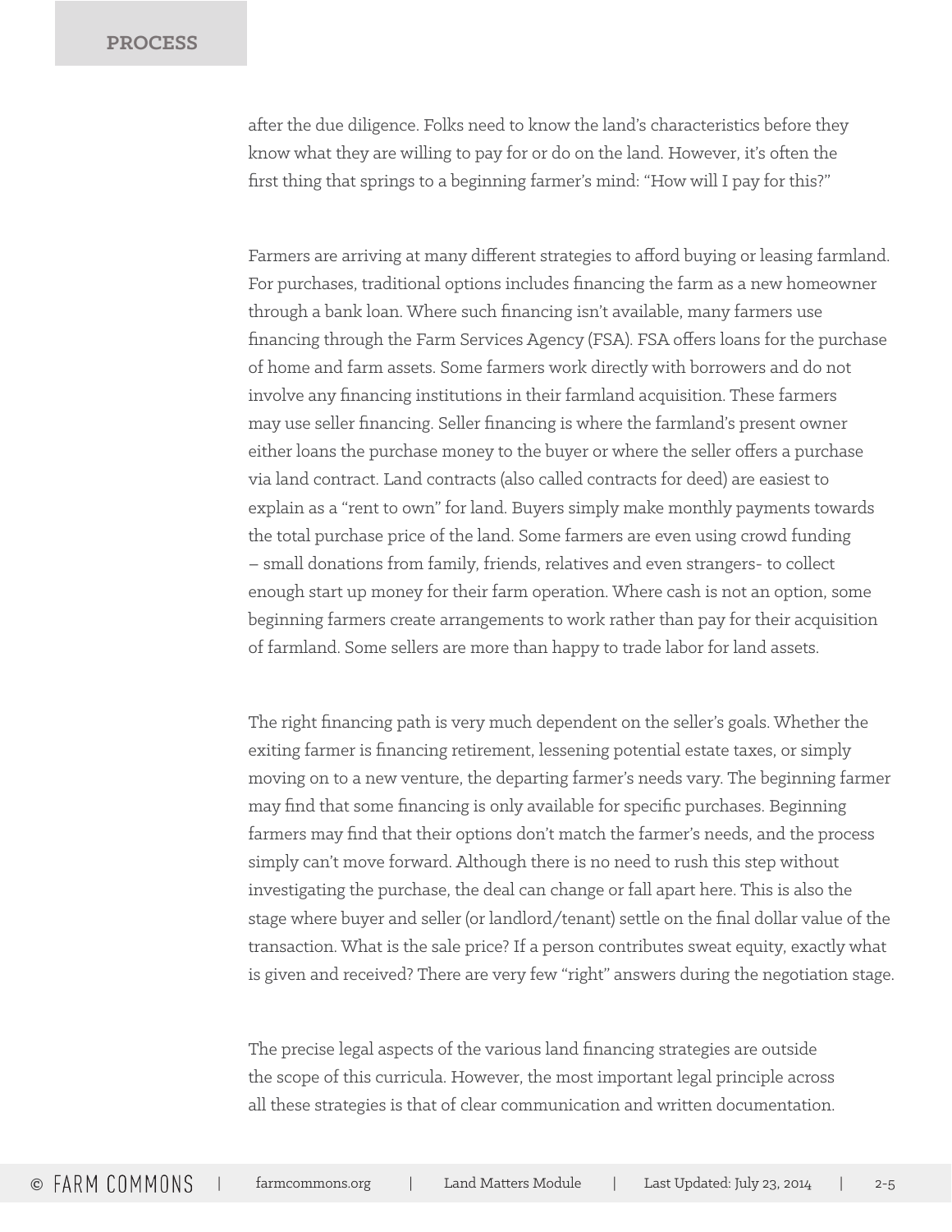after the due diligence. Folks need to know the land's characteristics before they know what they are willing to pay for or do on the land. However, it's often the first thing that springs to a beginning farmer's mind: "How will I pay for this?"

Farmers are arriving at many different strategies to afford buying or leasing farmland. For purchases, traditional options includes financing the farm as a new homeowner through a bank loan. Where such financing isn't available, many farmers use financing through the Farm Services Agency (FSA). FSA offers loans for the purchase of home and farm assets. Some farmers work directly with borrowers and do not involve any financing institutions in their farmland acquisition. These farmers may use seller financing. Seller financing is where the farmland's present owner either loans the purchase money to the buyer or where the seller offers a purchase via land contract. Land contracts (also called contracts for deed) are easiest to explain as a "rent to own" for land. Buyers simply make monthly payments towards the total purchase price of the land. Some farmers are even using crowd funding – small donations from family, friends, relatives and even strangers- to collect enough start up money for their farm operation. Where cash is not an option, some beginning farmers create arrangements to work rather than pay for their acquisition of farmland. Some sellers are more than happy to trade labor for land assets.

The right financing path is very much dependent on the seller's goals. Whether the exiting farmer is financing retirement, lessening potential estate taxes, or simply moving on to a new venture, the departing farmer's needs vary. The beginning farmer may find that some financing is only available for specific purchases. Beginning farmers may find that their options don't match the farmer's needs, and the process simply can't move forward. Although there is no need to rush this step without investigating the purchase, the deal can change or fall apart here. This is also the stage where buyer and seller (or landlord/tenant) settle on the final dollar value of the transaction. What is the sale price? If a person contributes sweat equity, exactly what is given and received? There are very few "right" answers during the negotiation stage.

The precise legal aspects of the various land financing strategies are outside the scope of this curricula. However, the most important legal principle across all these strategies is that of clear communication and written documentation.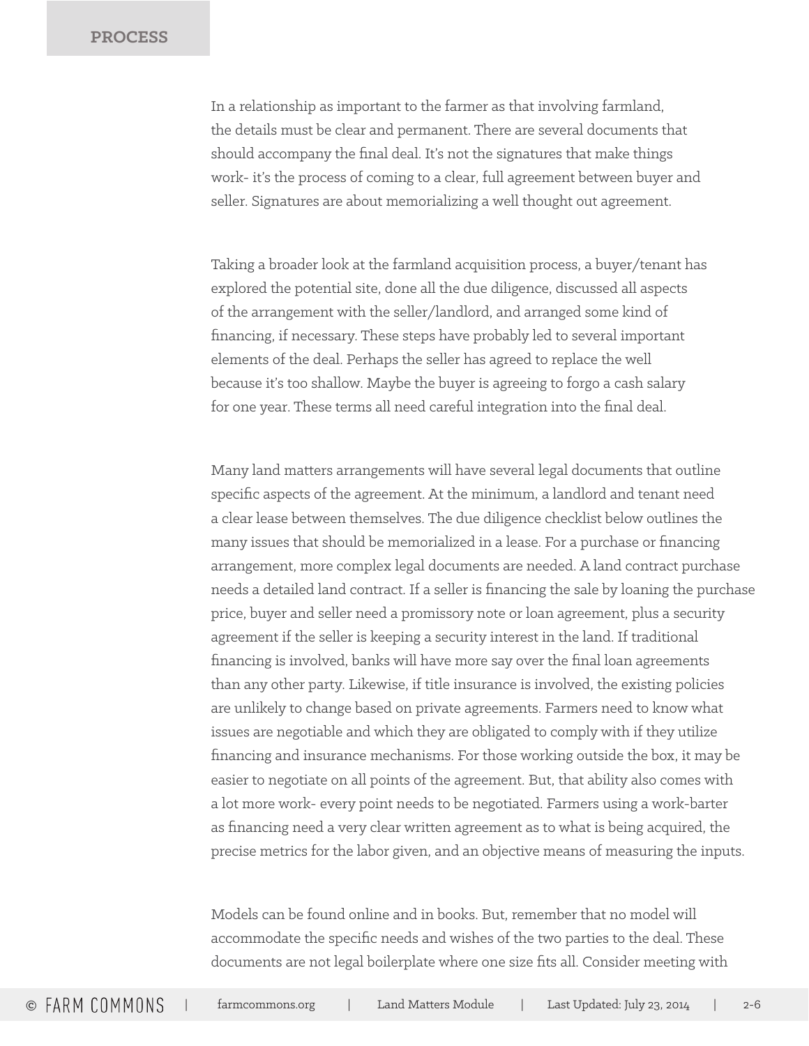## PROCESS

In a relationship as important to the farmer as that involving farmland, the details must be clear and permanent. There are several documents that should accompany the final deal. It's not the signatures that make things work- it's the process of coming to a clear, full agreement between buyer and seller. Signatures are about memorializing a well thought out agreement.

Taking a broader look at the farmland acquisition process, a buyer/tenant has explored the potential site, done all the due diligence, discussed all aspects of the arrangement with the seller/landlord, and arranged some kind of financing, if necessary. These steps have probably led to several important elements of the deal. Perhaps the seller has agreed to replace the well because it's too shallow. Maybe the buyer is agreeing to forgo a cash salary for one year. These terms all need careful integration into the final deal.

Many land matters arrangements will have several legal documents that outline specific aspects of the agreement. At the minimum, a landlord and tenant need a clear lease between themselves. The due diligence checklist below outlines the many issues that should be memorialized in a lease. For a purchase or financing arrangement, more complex legal documents are needed. A land contract purchase needs a detailed land contract. If a seller is financing the sale by loaning the purchase price, buyer and seller need a promissory note or loan agreement, plus a security agreement if the seller is keeping a security interest in the land. If traditional financing is involved, banks will have more say over the final loan agreements than any other party. Likewise, if title insurance is involved, the existing policies are unlikely to change based on private agreements. Farmers need to know what issues are negotiable and which they are obligated to comply with if they utilize financing and insurance mechanisms. For those working outside the box, it may be easier to negotiate on all points of the agreement. But, that ability also comes with a lot more work- every point needs to be negotiated. Farmers using a work-barter as financing need a very clear written agreement as to what is being acquired, the precise metrics for the labor given, and an objective means of measuring the inputs.

Models can be found online and in books. But, remember that no model will accommodate the specific needs and wishes of the two parties to the deal. These documents are not legal boilerplate where one size fits all. Consider meeting with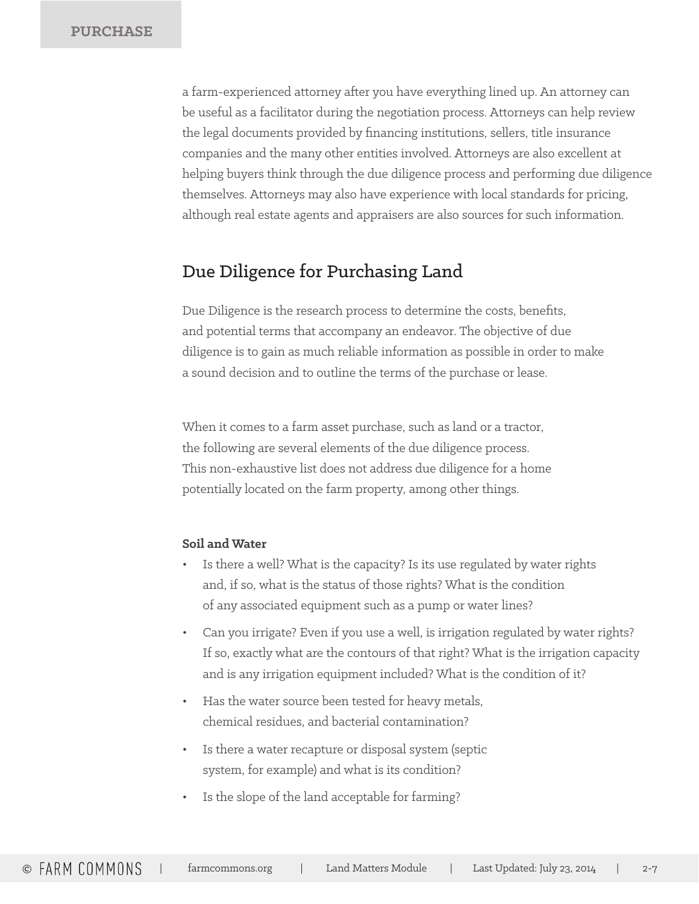a farm-experienced attorney after you have everything lined up. An attorney can be useful as a facilitator during the negotiation process. Attorneys can help review the legal documents provided by financing institutions, sellers, title insurance companies and the many other entities involved. Attorneys are also excellent at helping buyers think through the due diligence process and performing due diligence themselves. Attorneys may also have experience with local standards for pricing, although real estate agents and appraisers are also sources for such information.

## Due Diligence for Purchasing Land

Due Diligence is the research process to determine the costs, benefits, and potential terms that accompany an endeavor. The objective of due diligence is to gain as much reliable information as possible in order to make a sound decision and to outline the terms of the purchase or lease.

When it comes to a farm asset purchase, such as land or a tractor, the following are several elements of the due diligence process. This non-exhaustive list does not address due diligence for a home potentially located on the farm property, among other things.

**Soil and Water**

- Is there a well? What is the capacity? Is its use regulated by water rights and, if so, what is the status of those rights? What is the condition of any associated equipment such as a pump or water lines?
- Can you irrigate? Even if you use a well, is irrigation regulated by water rights? If so, exactly what are the contours of that right? What is the irrigation capacity and is any irrigation equipment included? What is the condition of it?
- Has the water source been tested for heavy metals, chemical residues, and bacterial contamination?
- Is there a water recapture or disposal system (septic system, for example) and what is its condition?
- Is the slope of the land acceptable for farming?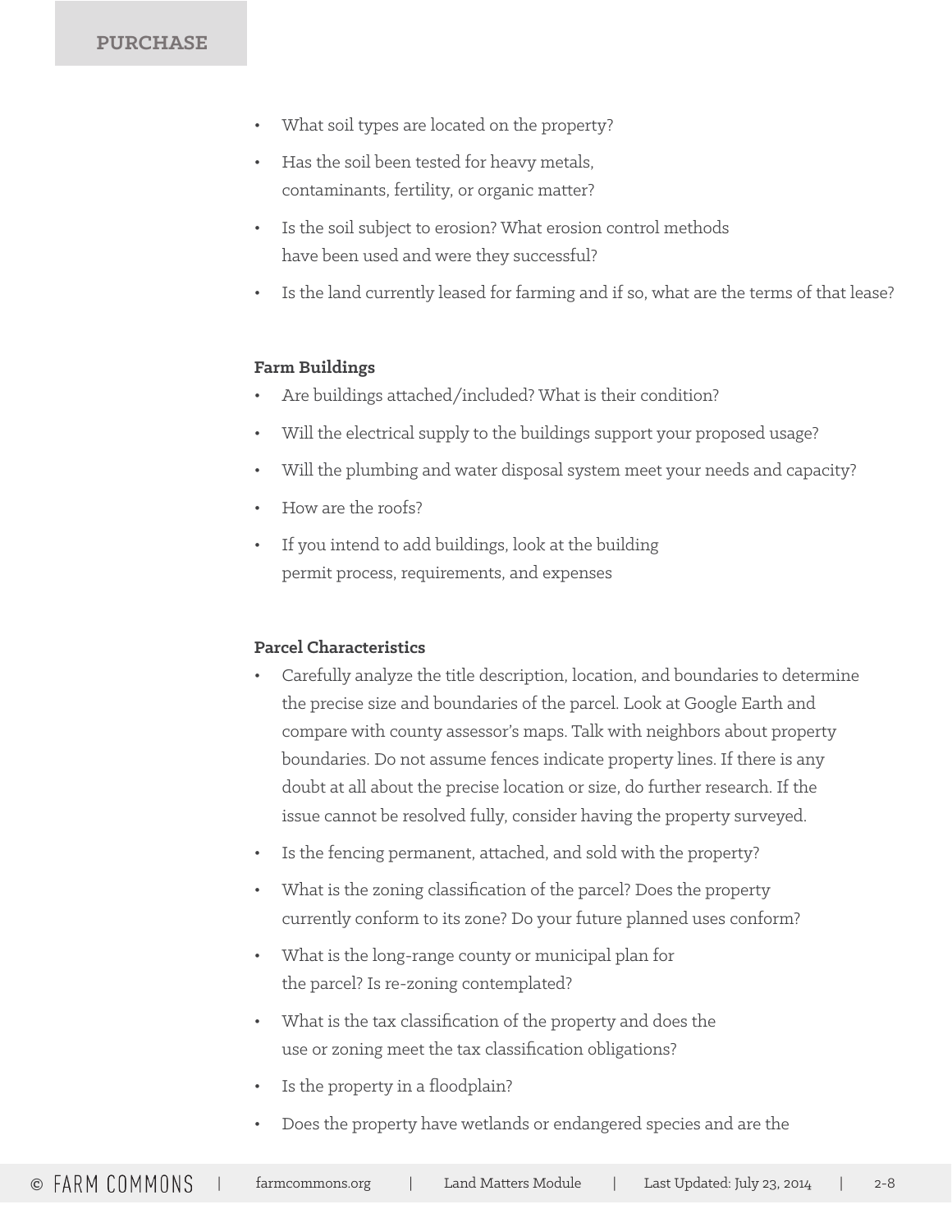- What soil types are located on the property?
- Has the soil been tested for heavy metals, contaminants, fertility, or organic matter?
- Is the soil subject to erosion? What erosion control methods have been used and were they successful?
- Is the land currently leased for farming and if so, what are the terms of that lease?

**Farm Buildings**

- Are buildings attached/included? What is their condition?
- Will the electrical supply to the buildings support your proposed usage?
- Will the plumbing and water disposal system meet your needs and capacity?
- How are the roofs?
- If you intend to add buildings, look at the building permit process, requirements, and expenses

**Parcel Characteristics**

- Carefully analyze the title description, location, and boundaries to determine the precise size and boundaries of the parcel. Look at Google Earth and compare with county assessor's maps. Talk with neighbors about property boundaries. Do not assume fences indicate property lines. If there is any doubt at all about the precise location or size, do further research. If the issue cannot be resolved fully, consider having the property surveyed.
- Is the fencing permanent, attached, and sold with the property?
- What is the zoning classification of the parcel? Does the property currently conform to its zone? Do your future planned uses conform?
- What is the long-range county or municipal plan for the parcel? Is re-zoning contemplated?
- What is the tax classification of the property and does the use or zoning meet the tax classification obligations?
- Is the property in a floodplain?
- Does the property have wetlands or endangered species and are the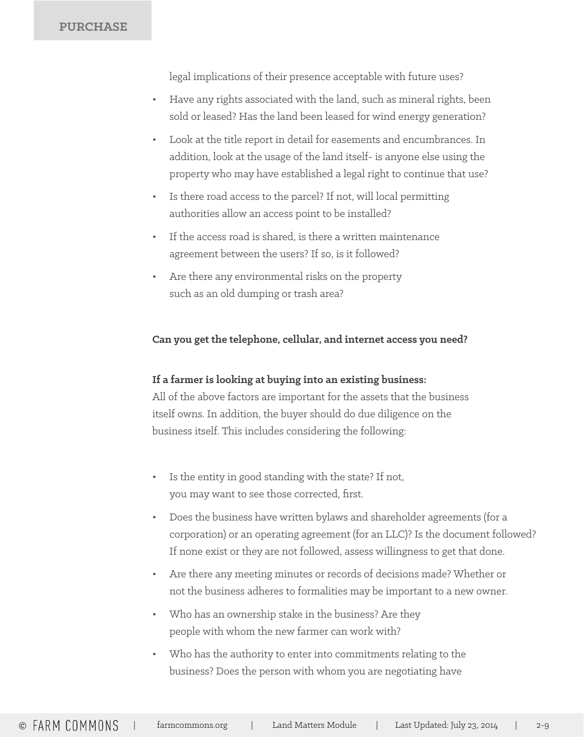legal implications of their presence acceptable with future uses?

- Have any rights associated with the land, such as mineral rights, been sold or leased? Has the land been leased for wind energy generation?
- Look at the title report in detail for easements and encumbrances. In addition, look at the usage of the land itself- is anyone else using the property who may have established a legal right to continue that use?
- Is there road access to the parcel? If not, will local permitting authorities allow an access point to be installed?
- If the access road is shared, is there a written maintenance agreement between the users? If so, is it followed?
- Are there any environmental risks on the property such as an old dumping or trash area?

**Can you get the telephone, cellular, and internet access you need?**

**If a farmer is looking at buying into an existing business:**
All of the above factors are important for the assets that the business itself owns. In addition, the buyer should do due diligence on the business itself. This includes considering the following:

- Is the entity in good standing with the state? If not, you may want to see those corrected, first.
- Does the business have written bylaws and shareholder agreements (for a corporation) or an operating agreement (for an LLC)? Is the document followed? If none exist or they are not followed, assess willingness to get that done.
- Are there any meeting minutes or records of decisions made? Whether or not the business adheres to formalities may be important to a new owner.
- Who has an ownership stake in the business? Are they people with whom the new farmer can work with?
- Who has the authority to enter into commitments relating to the business? Does the person with whom you are negotiating have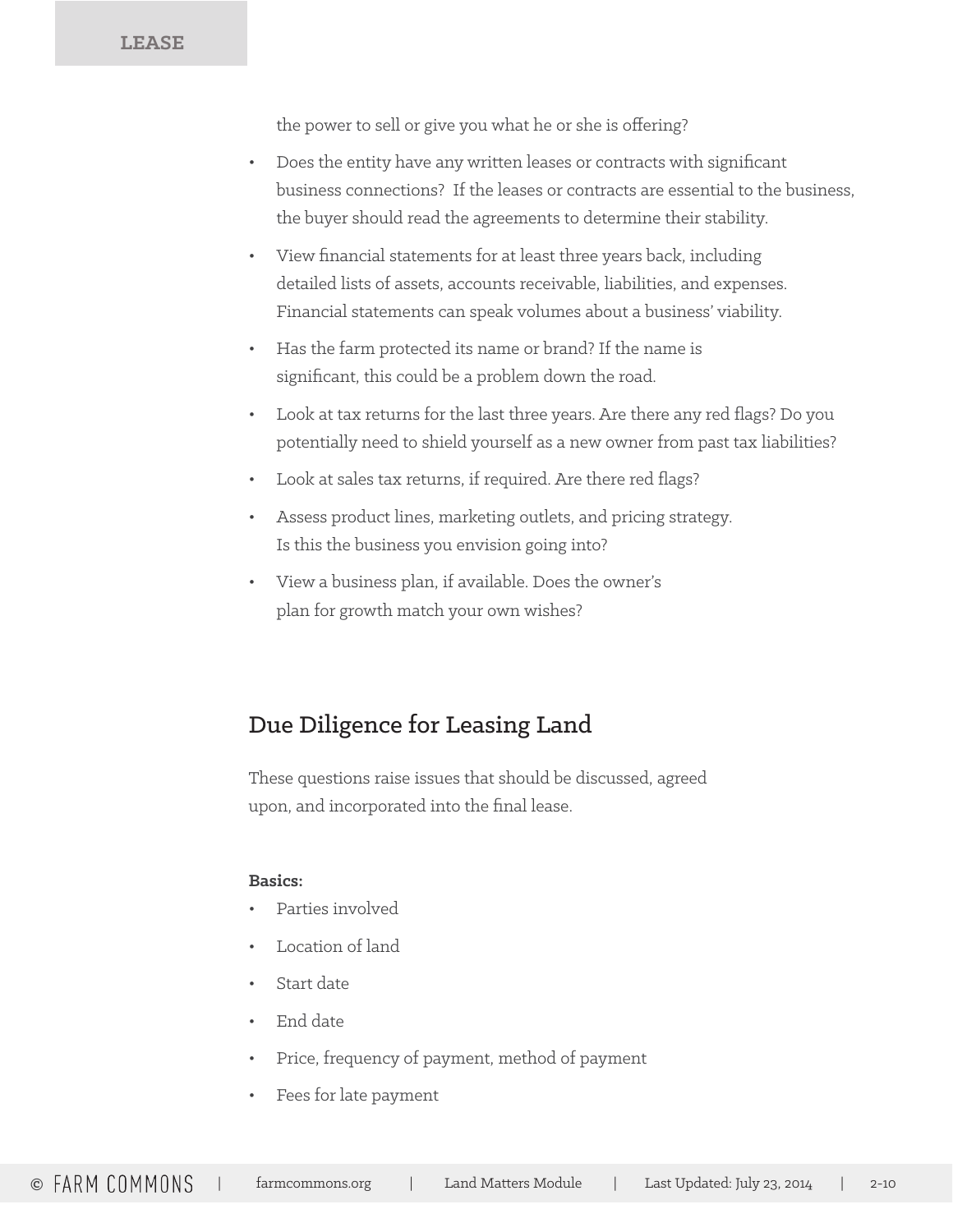the power to sell or give you what he or she is offering?

- Does the entity have any written leases or contracts with significant business connections? If the leases or contracts are essential to the business, the buyer should read the agreements to determine their stability.
- View financial statements for at least three years back, including detailed lists of assets, accounts receivable, liabilities, and expenses. Financial statements can speak volumes about a business' viability.
- Has the farm protected its name or brand? If the name is significant, this could be a problem down the road.
- Look at tax returns for the last three years. Are there any red flags? Do you potentially need to shield yourself as a new owner from past tax liabilities?
- Look at sales tax returns, if required. Are there red flags?
- Assess product lines, marketing outlets, and pricing strategy. Is this the business you envision going into?
- View a business plan, if available. Does the owner's plan for growth match your own wishes?

## Due Diligence for Leasing Land

These questions raise issues that should be discussed, agreed upon, and incorporated into the final lease.

**Basics:**

- Parties involved
- Location of land
- Start date
- End date
- Price, frequency of payment, method of payment
- Fees for late payment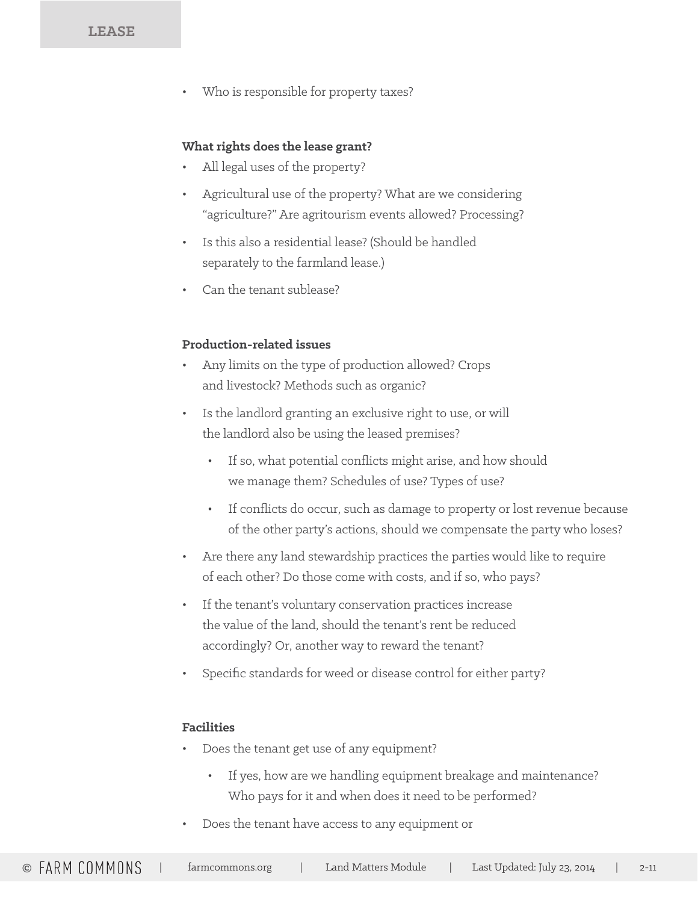- Who is responsible for property taxes?

**What rights does the lease grant?**

- All legal uses of the property?
- Agricultural use of the property? What are we considering "agriculture?" Are agritourism events allowed? Processing?
- Is this also a residential lease? (Should be handled separately to the farmland lease.)
- Can the tenant sublease?

**Production-related issues**

- Any limits on the type of production allowed? Crops and livestock? Methods such as organic?
- Is the landlord granting an exclusive right to use, or will the landlord also be using the leased premises?
    - If so, what potential conflicts might arise, and how should we manage them? Schedules of use? Types of use?
    - If conflicts do occur, such as damage to property or lost revenue because of the other party's actions, should we compensate the party who loses?
- Are there any land stewardship practices the parties would like to require of each other? Do those come with costs, and if so, who pays?
- If the tenant's voluntary conservation practices increase the value of the land, should the tenant's rent be reduced accordingly? Or, another way to reward the tenant?
- Specific standards for weed or disease control for either party?

**Facilities**

- Does the tenant get use of any equipment?
    - If yes, how are we handling equipment breakage and maintenance? Who pays for it and when does it need to be performed?
- Does the tenant have access to any equipment or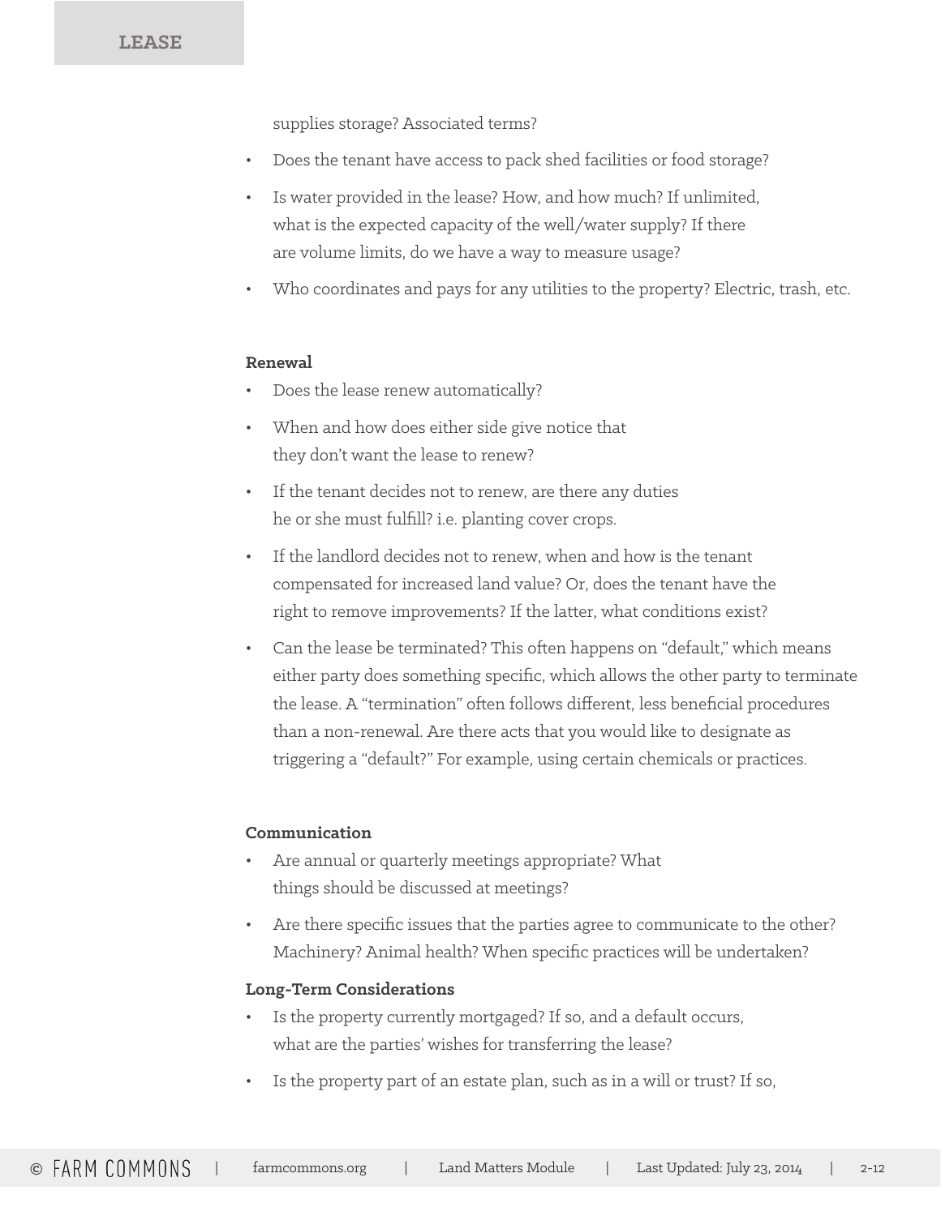supplies storage? Associated terms?

- Does the tenant have access to pack shed facilities or food storage?
- Is water provided in the lease? How, and how much? If unlimited, what is the expected capacity of the well/water supply? If there are volume limits, do we have a way to measure usage?
- Who coordinates and pays for any utilities to the property? Electric, trash, etc.

**Renewal**

- Does the lease renew automatically?
- When and how does either side give notice that they don't want the lease to renew?
- If the tenant decides not to renew, are there any duties he or she must fulfill? i.e. planting cover crops.
- If the landlord decides not to renew, when and how is the tenant compensated for increased land value? Or, does the tenant have the right to remove improvements? If the latter, what conditions exist?
- Can the lease be terminated? This often happens on "default," which means either party does something specific, which allows the other party to terminate the lease. A "termination" often follows different, less beneficial procedures than a non-renewal. Are there acts that you would like to designate as triggering a "default?" For example, using certain chemicals or practices.

**Communication**

- Are annual or quarterly meetings appropriate? What things should be discussed at meetings?
- Are there specific issues that the parties agree to communicate to the other? Machinery? Animal health? When specific practices will be undertaken?

**Long-Term Considerations**

- Is the property currently mortgaged? If so, and a default occurs, what are the parties' wishes for transferring the lease?
- Is the property part of an estate plan, such as in a will or trust? If so,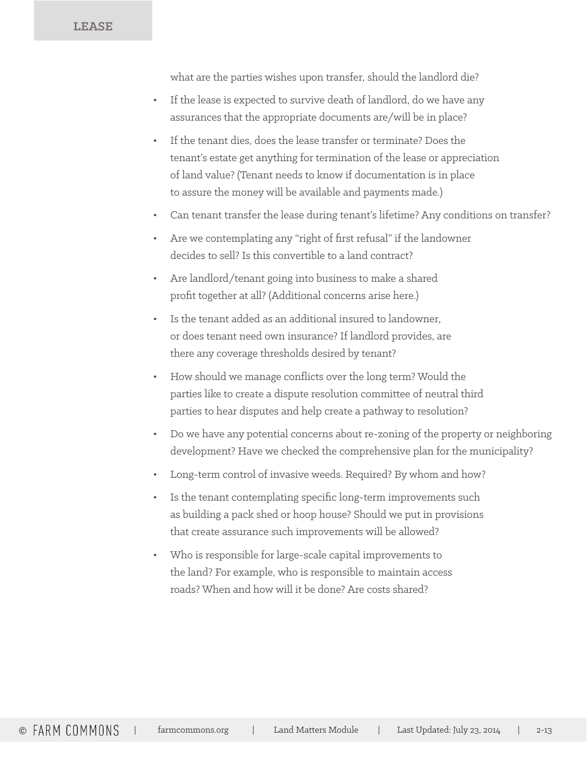what are the parties wishes upon transfer, should the landlord die?

- If the lease is expected to survive death of landlord, do we have any assurances that the appropriate documents are/will be in place?
- If the tenant dies, does the lease transfer or terminate? Does the tenant's estate get anything for termination of the lease or appreciation of land value? (Tenant needs to know if documentation is in place to assure the money will be available and payments made.)
- Can tenant transfer the lease during tenant's lifetime? Any conditions on transfer?
- Are we contemplating any "right of first refusal" if the landowner decides to sell? Is this convertible to a land contract?
- Are landlord/tenant going into business to make a shared profit together at all? (Additional concerns arise here.)
- Is the tenant added as an additional insured to landowner, or does tenant need own insurance? If landlord provides, are there any coverage thresholds desired by tenant?
- How should we manage conflicts over the long term? Would the parties like to create a dispute resolution committee of neutral third parties to hear disputes and help create a pathway to resolution?
- Do we have any potential concerns about re-zoning of the property or neighboring development? Have we checked the comprehensive plan for the municipality?
- Long-term control of invasive weeds. Required? By whom and how?
- Is the tenant contemplating specific long-term improvements such as building a pack shed or hoop house? Should we put in provisions that create assurance such improvements will be allowed?
- Who is responsible for large-scale capital improvements to the land? For example, who is responsible to maintain access roads? When and how will it be done? Are costs shared?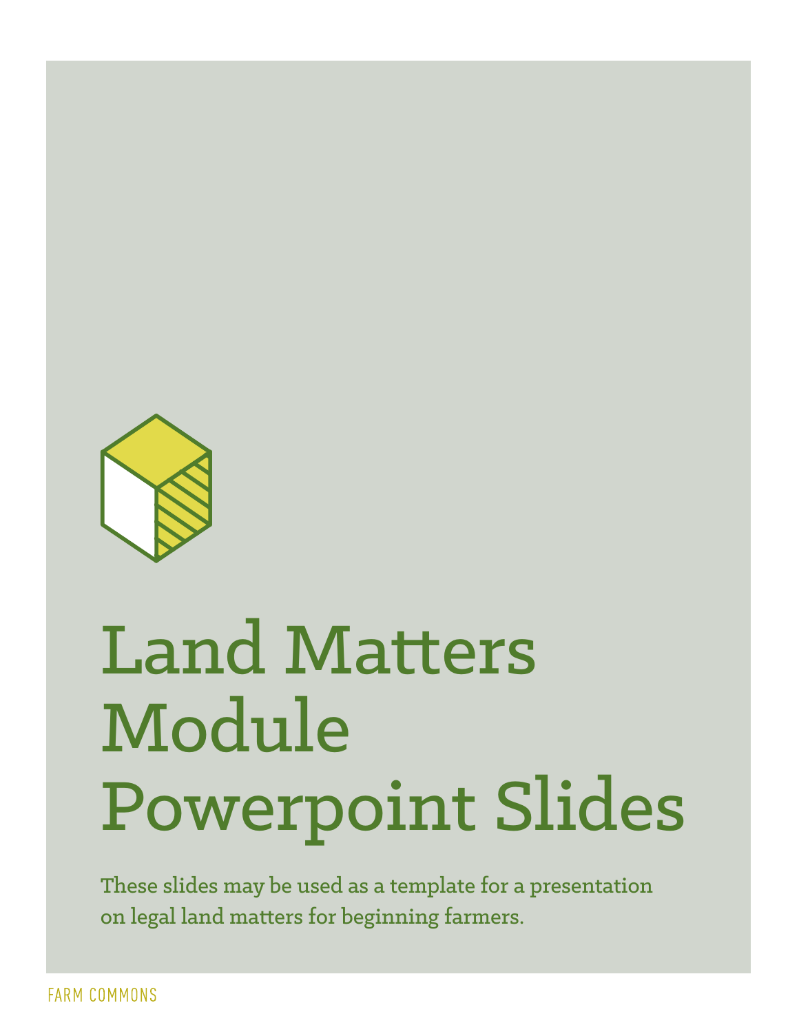# Land Matters Module Powerpoint Slides

**These slides may be used as a template for a presentation on legal land matters for beginning farmers.**

FARM COMMONS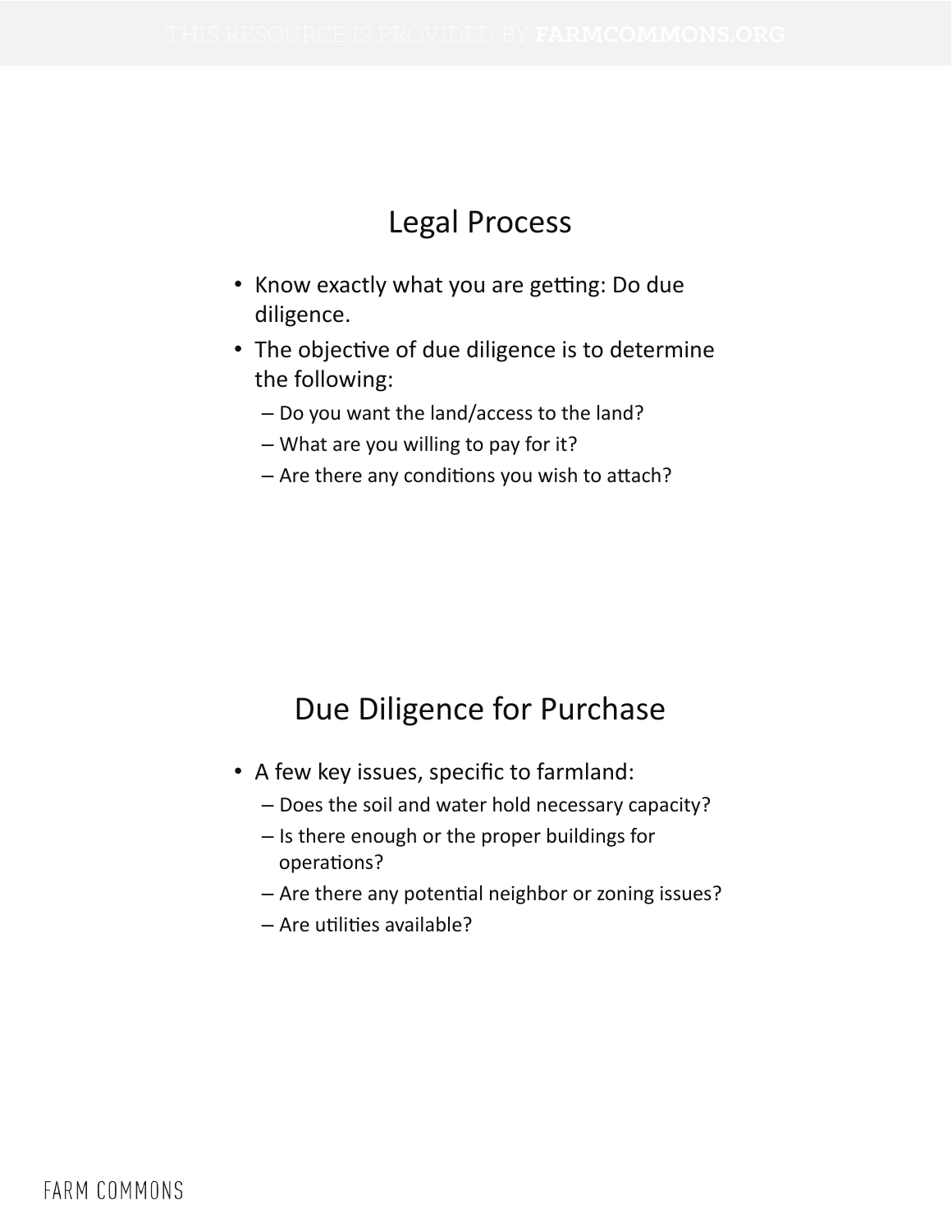## Legal Process

- Know exactly what you are getting: Do due diligence.
- The objective of due diligence is to determine the following:
  - Do you want the land/access to the land?
  - What are you willing to pay for it?
  - Are there any conditions you wish to attach?

## Due Diligence for Purchase

- A few key issues, specific to farmland:
  - Does the soil and water hold necessary capacity?
  - Is there enough or the proper buildings for operations?
  - Are there any potential neighbor or zoning issues?
  - Are utilities available?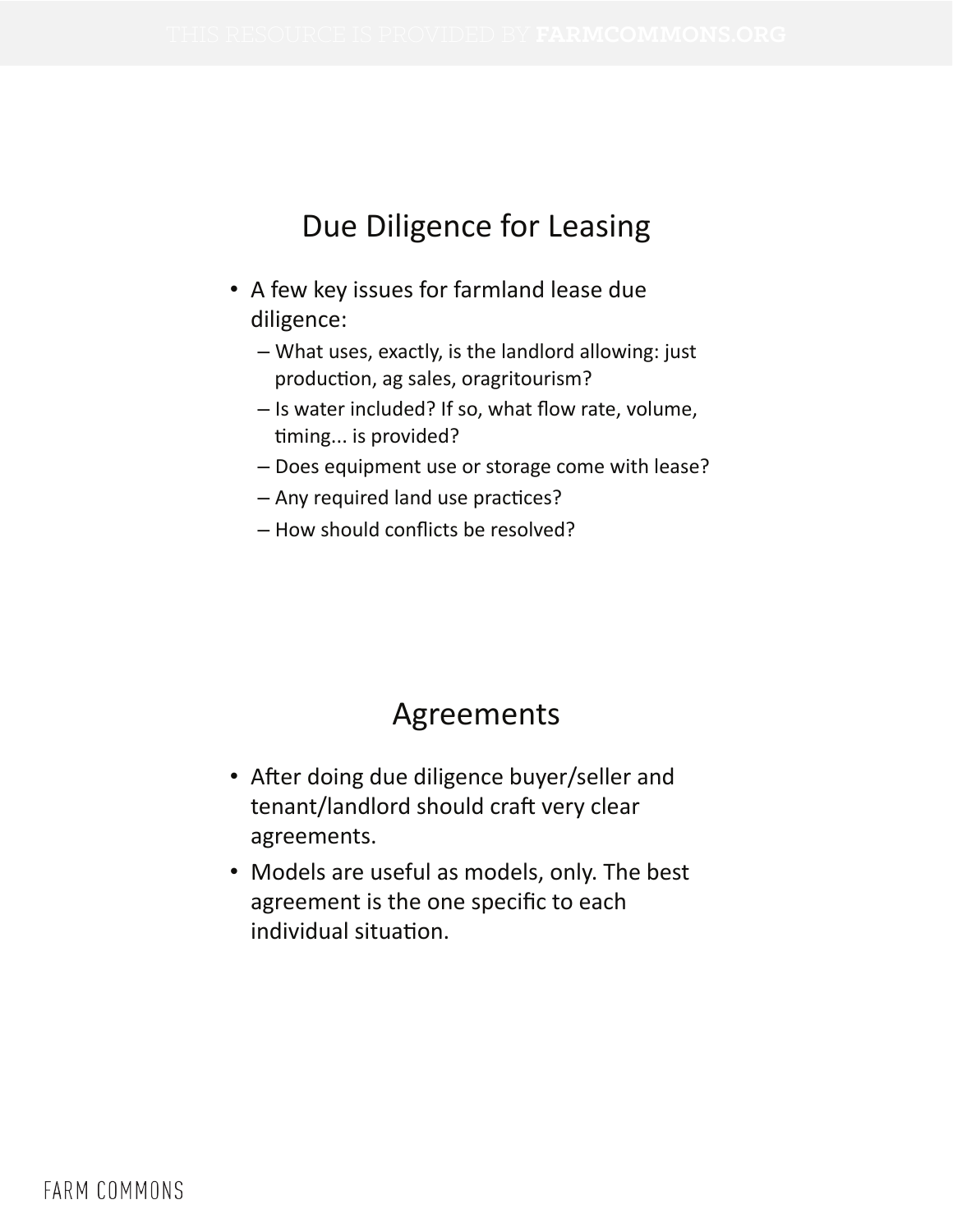## Due Diligence for Leasing

- A few key issues for farmland lease due diligence:
  - What uses, exactly, is the landlord allowing: just production, ag sales, oragritourism?
  - Is water included? If so, what flow rate, volume, timing... is provided?
  - Does equipment use or storage come with lease?
  - Any required land use practices?
  - How should conflicts be resolved?

## Agreements

- After doing due diligence buyer/seller and tenant/landlord should craft very clear agreements.
- Models are useful as models, only. The best agreement is the one specific to each individual situation.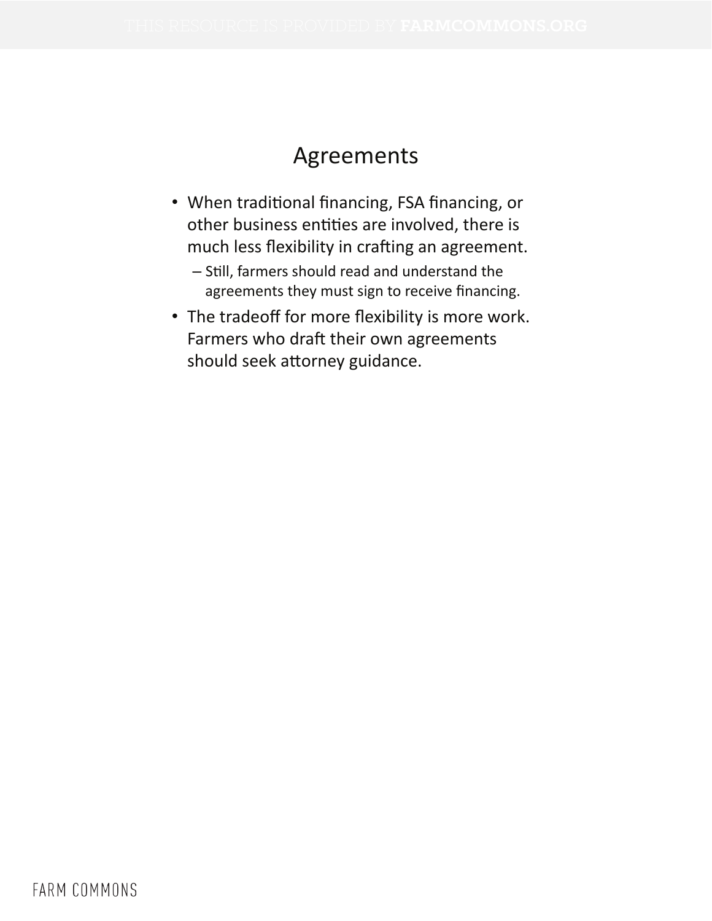# Agreements

- When traditional financing, FSA financing, or other business entities are involved, there is much less flexibility in crafting an agreement.
  - Still, farmers should read and understand the agreements they must sign to receive financing.
- The tradeoff for more flexibility is more work. Farmers who draft their own agreements should seek attorney guidance.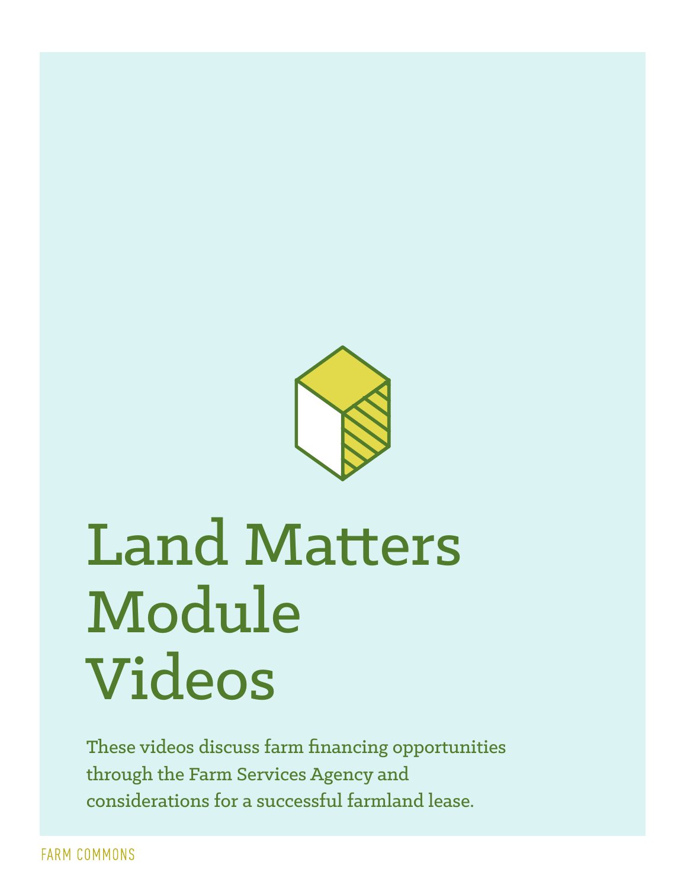# Land Matters Module Videos

These videos discuss farm financing opportunities through the Farm Services Agency and considerations for a successful farmland lease.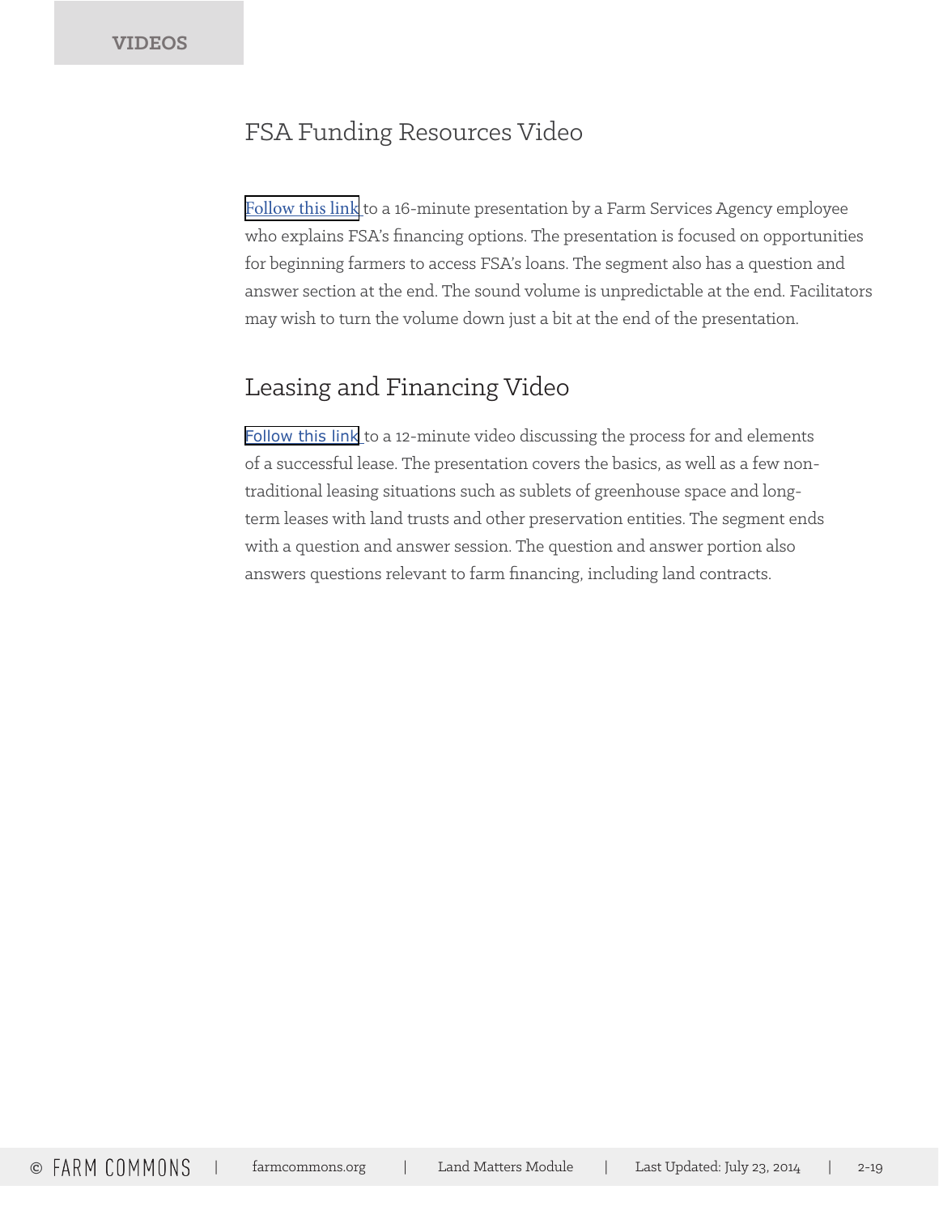## FSA Funding Resources Video

Follow this link to a 16-minute presentation by a Farm Services Agency employee who explains FSA's financing options. The presentation is focused on opportunities for beginning farmers to access FSA's loans. The segment also has a question and answer section at the end. The sound volume is unpredictable at the end. Facilitators may wish to turn the volume down just a bit at the end of the presentation.

## Leasing and Financing Video

Follow this link to a 12-minute video discussing the process for and elements of a successful lease. The presentation covers the basics, as well as a few non-traditional leasing situations such as sublets of greenhouse space and long-term leases with land trusts and other preservation entities. The segment ends with a question and answer session. The question and answer portion also answers questions relevant to farm financing, including land contracts.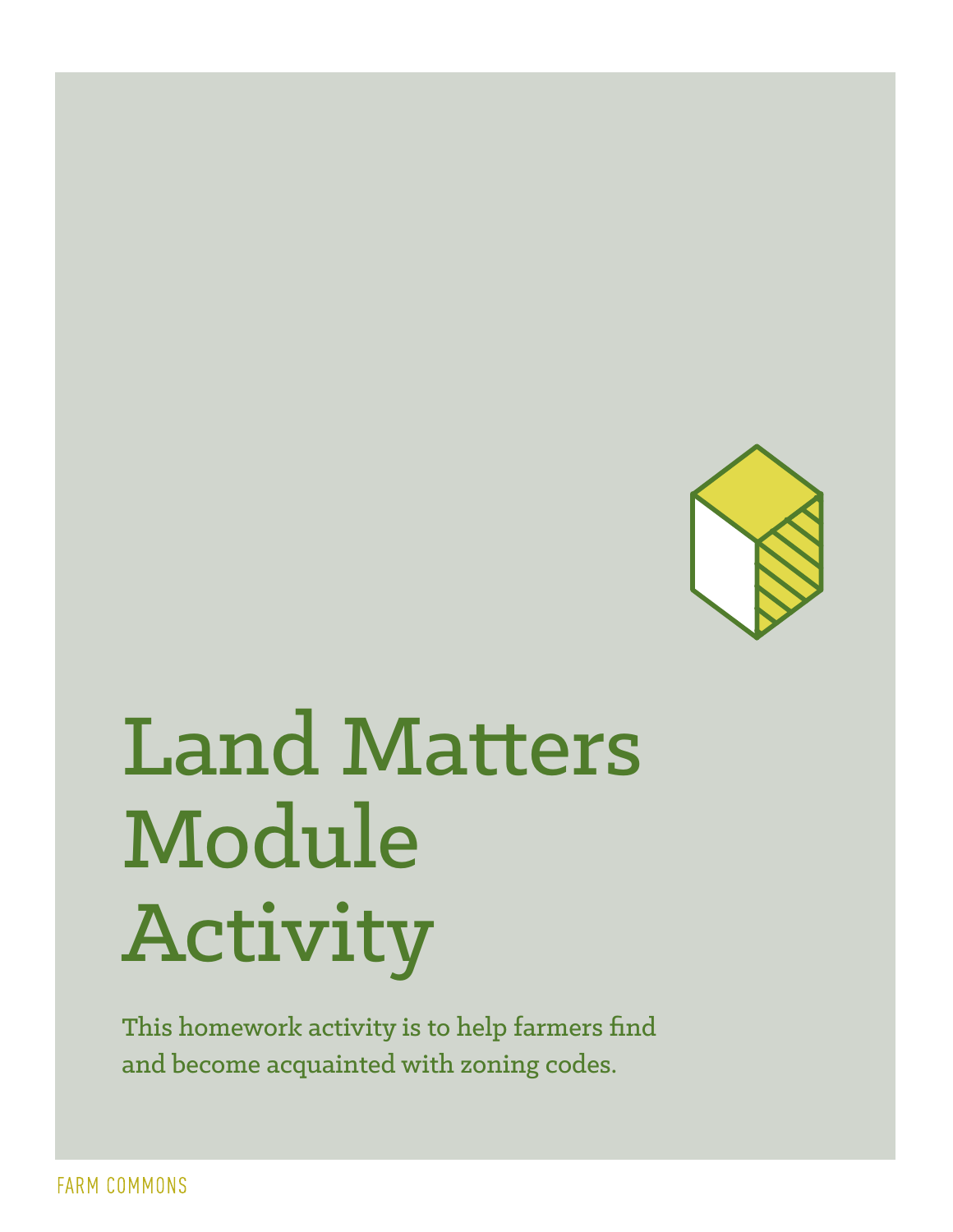# Land Matters Module Activity

This homework activity is to help farmers find and become acquainted with zoning codes.

FARM COMMONS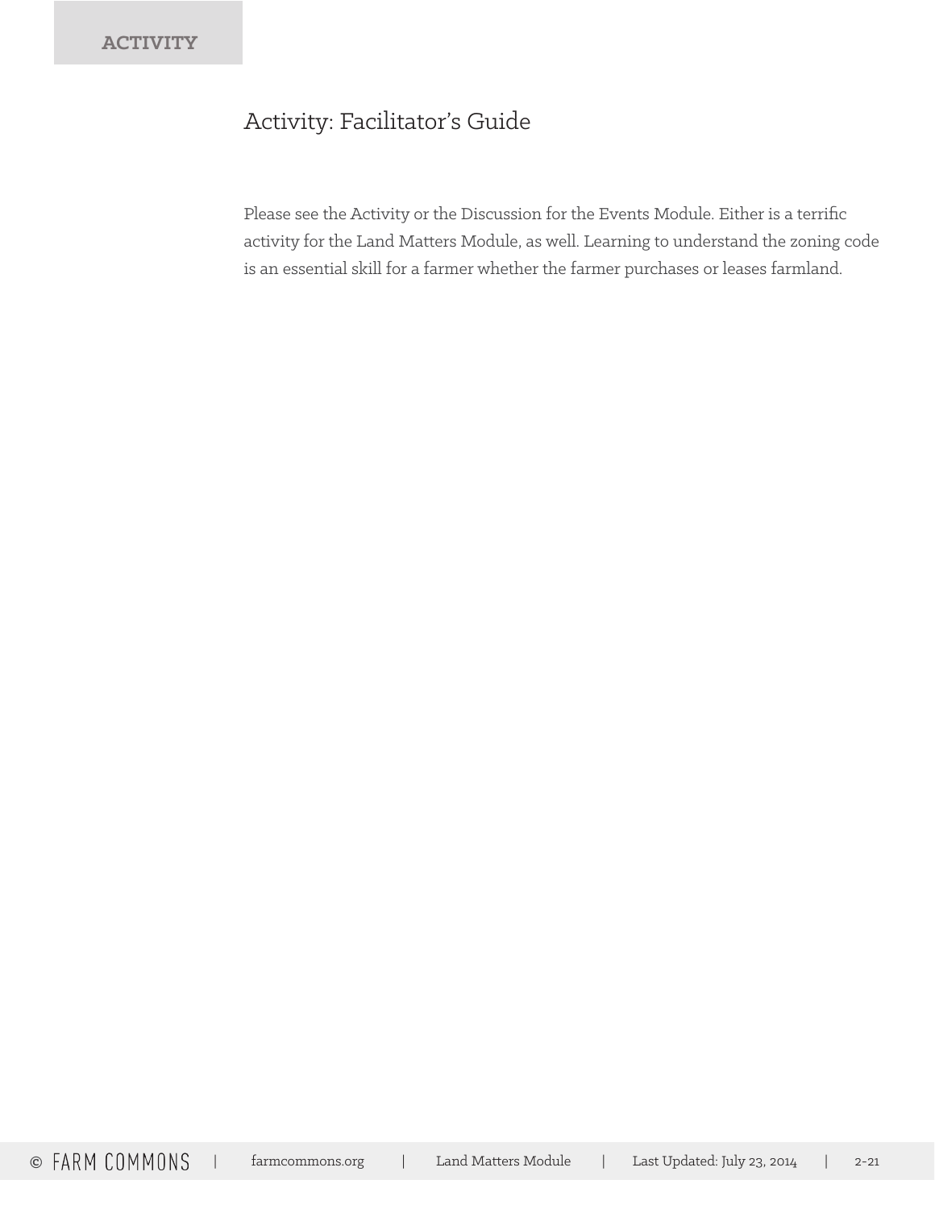ACTIVITY

# Activity: Facilitator's Guide

Please see the Activity or the Discussion for the Events Module. Either is a terrific activity for the Land Matters Module, as well. Learning to understand the zoning code is an essential skill for a farmer whether the farmer purchases or leases farmland.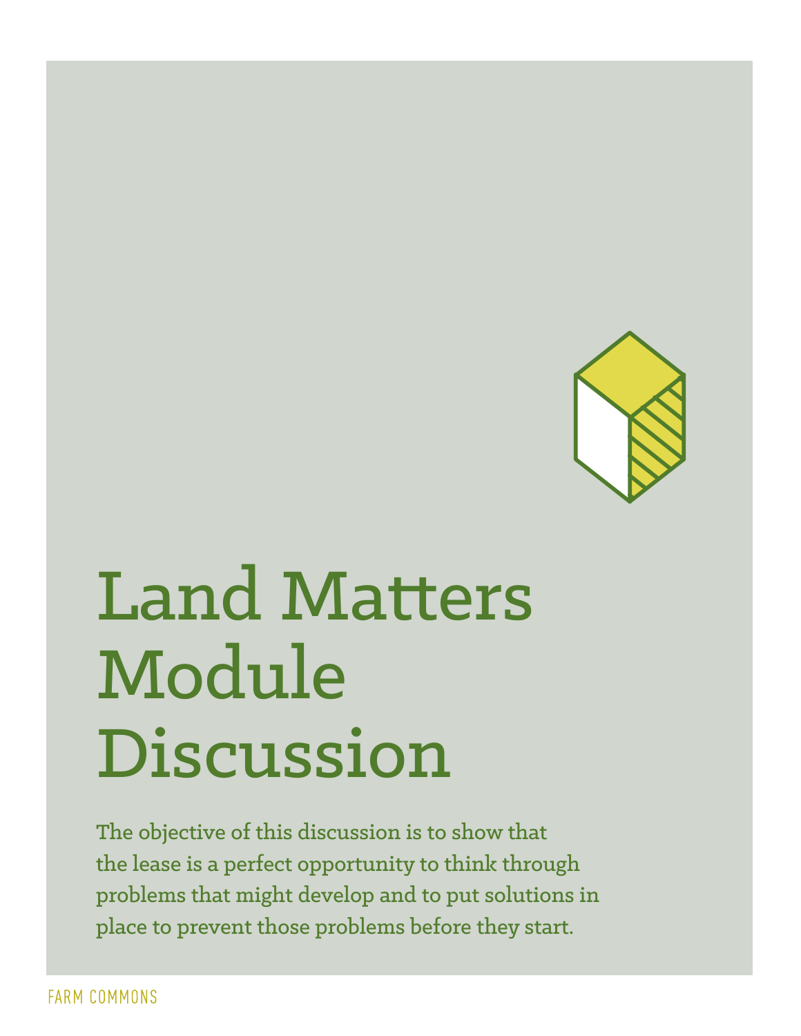# Land Matters Module Discussion

**The objective of this discussion is to show that the lease is a perfect opportunity to think through problems that might develop and to put solutions in place to prevent those problems before they start.**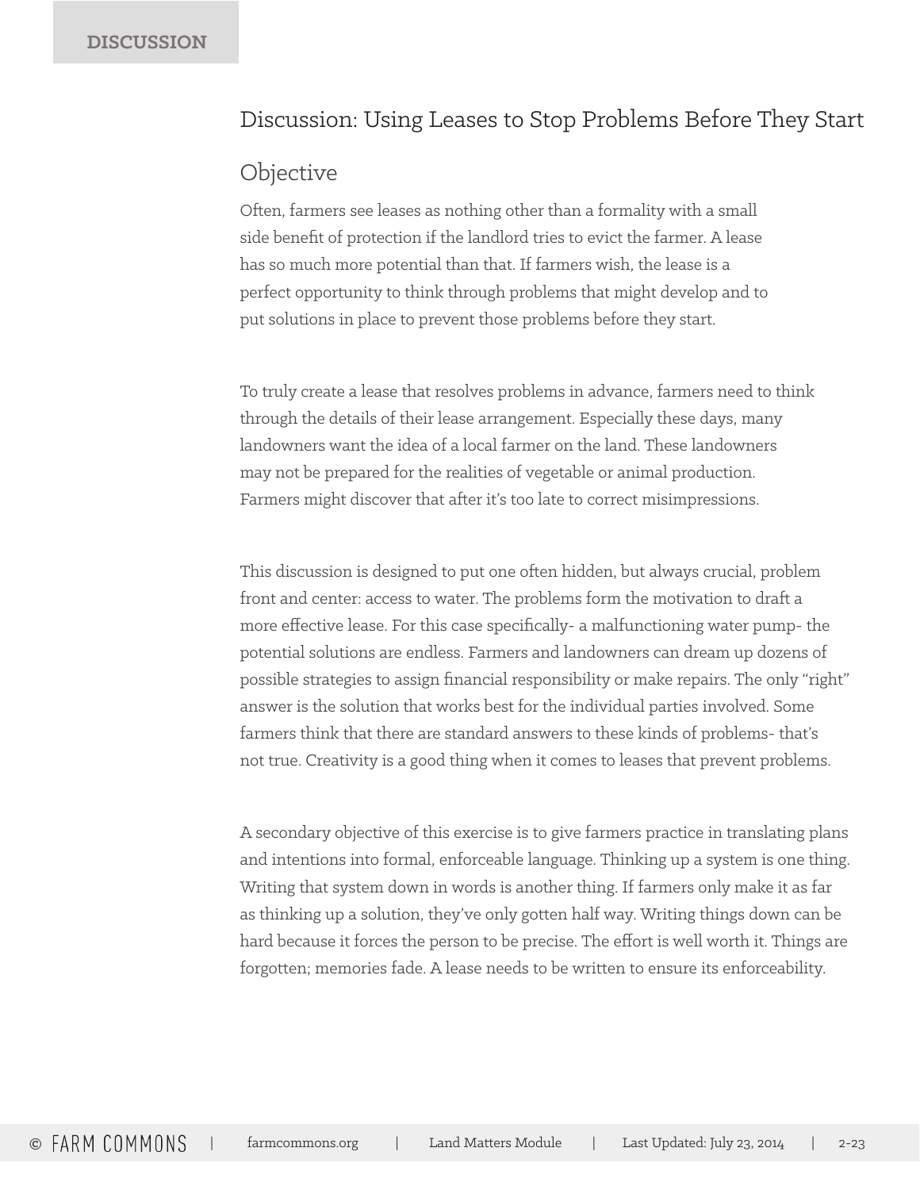# Discussion: Using Leases to Stop Problems Before They Start

## Objective

Often, farmers see leases as nothing other than a formality with a small side benefit of protection if the landlord tries to evict the farmer. A lease has so much more potential than that. If farmers wish, the lease is a perfect opportunity to think through problems that might develop and to put solutions in place to prevent those problems before they start.

To truly create a lease that resolves problems in advance, farmers need to think through the details of their lease arrangement. Especially these days, many landowners want the idea of a local farmer on the land. These landowners may not be prepared for the realities of vegetable or animal production. Farmers might discover that after it's too late to correct misimpressions.

This discussion is designed to put one often hidden, but always crucial, problem front and center: access to water. The problems form the motivation to draft a more effective lease. For this case specifically- a malfunctioning water pump- the potential solutions are endless. Farmers and landowners can dream up dozens of possible strategies to assign financial responsibility or make repairs. The only "right" answer is the solution that works best for the individual parties involved. Some farmers think that there are standard answers to these kinds of problems- that's not true. Creativity is a good thing when it comes to leases that prevent problems.

A secondary objective of this exercise is to give farmers practice in translating plans and intentions into formal, enforceable language. Thinking up a system is one thing. Writing that system down in words is another thing. If farmers only make it as far as thinking up a solution, they've only gotten half way. Writing things down can be hard because it forces the person to be precise. The effort is well worth it. Things are forgotten; memories fade. A lease needs to be written to ensure its enforceability.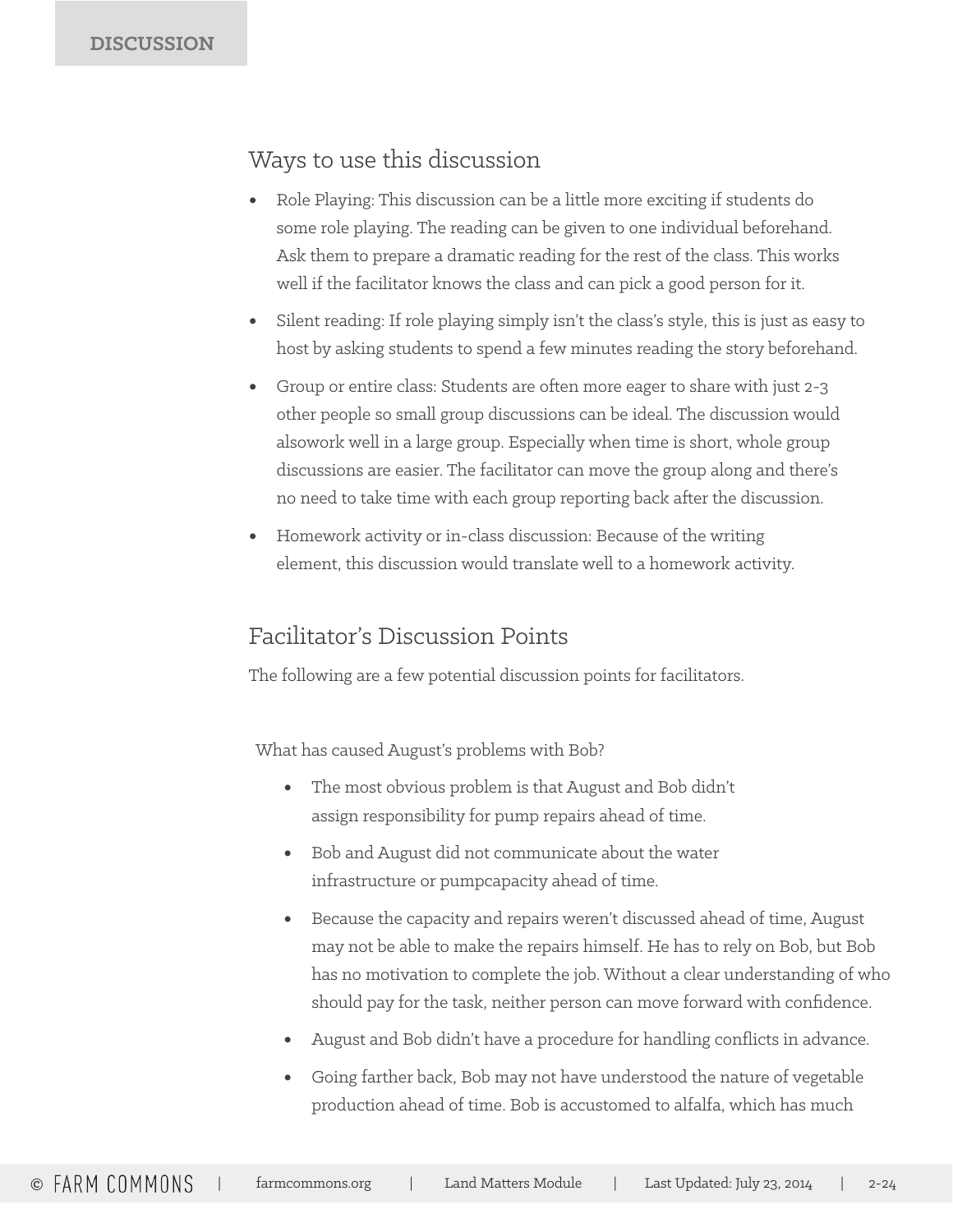## Ways to use this discussion

- Role Playing: This discussion can be a little more exciting if students do some role playing. The reading can be given to one individual beforehand. Ask them to prepare a dramatic reading for the rest of the class. This works well if the facilitator knows the class and can pick a good person for it.
- Silent reading: If role playing simply isn't the class's style, this is just as easy to host by asking students to spend a few minutes reading the story beforehand.
- Group or entire class: Students are often more eager to share with just 2-3 other people so small group discussions can be ideal. The discussion would alsowork well in a large group. Especially when time is short, whole group discussions are easier. The facilitator can move the group along and there's no need to take time with each group reporting back after the discussion.
- Homework activity or in-class discussion: Because of the writing element, this discussion would translate well to a homework activity.

## Facilitator's Discussion Points

The following are a few potential discussion points for facilitators.

What has caused August's problems with Bob?

- The most obvious problem is that August and Bob didn't assign responsibility for pump repairs ahead of time.
- Bob and August did not communicate about the water infrastructure or pumpcapacity ahead of time.
- Because the capacity and repairs weren't discussed ahead of time, August may not be able to make the repairs himself. He has to rely on Bob, but Bob has no motivation to complete the job. Without a clear understanding of who should pay for the task, neither person can move forward with confidence.
- August and Bob didn't have a procedure for handling conflicts in advance.
- Going farther back, Bob may not have understood the nature of vegetable production ahead of time. Bob is accustomed to alfalfa, which has much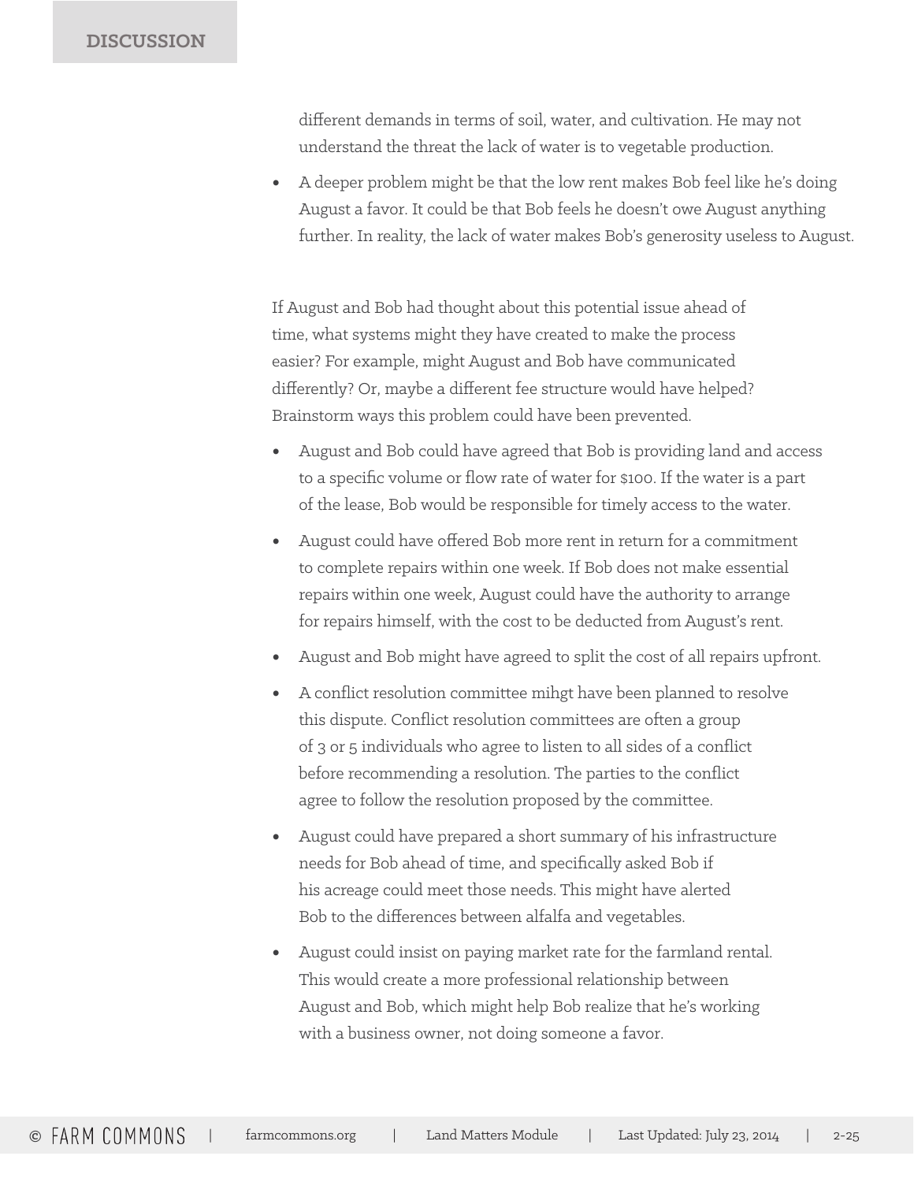**DISCUSSION**

different demands in terms of soil, water, and cultivation. He may not understand the threat the lack of water is to vegetable production.

- A deeper problem might be that the low rent makes Bob feel like he's doing August a favor. It could be that Bob feels he doesn't owe August anything further. In reality, the lack of water makes Bob's generosity useless to August.

If August and Bob had thought about this potential issue ahead of time, what systems might they have created to make the process easier? For example, might August and Bob have communicated differently? Or, maybe a different fee structure would have helped? Brainstorm ways this problem could have been prevented.

- August and Bob could have agreed that Bob is providing land and access to a specific volume or flow rate of water for $100. If the water is a part of the lease, Bob would be responsible for timely access to the water.
- August could have offered Bob more rent in return for a commitment to complete repairs within one week. If Bob does not make essential repairs within one week, August could have the authority to arrange for repairs himself, with the cost to be deducted from August's rent.
- August and Bob might have agreed to split the cost of all repairs upfront.
- A conflict resolution committee mihgt have been planned to resolve this dispute. Conflict resolution committees are often a group of 3 or 5 individuals who agree to listen to all sides of a conflict before recommending a resolution. The parties to the conflict agree to follow the resolution proposed by the committee.
- August could have prepared a short summary of his infrastructure needs for Bob ahead of time, and specifically asked Bob if his acreage could meet those needs. This might have alerted Bob to the differences between alfalfa and vegetables.
- August could insist on paying market rate for the farmland rental. This would create a more professional relationship between August and Bob, which might help Bob realize that he's working with a business owner, not doing someone a favor.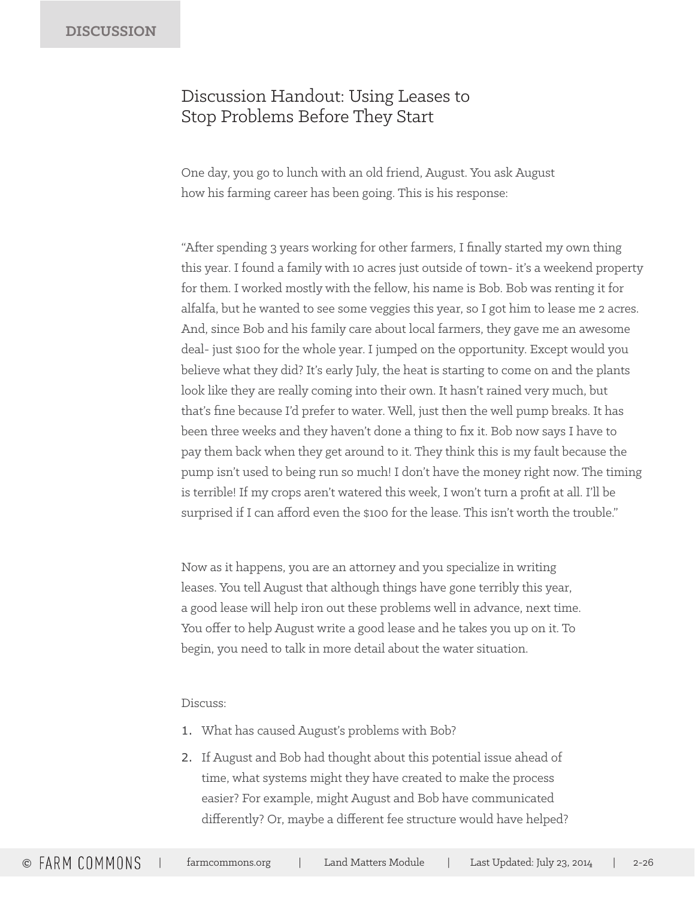DISCUSSION

# Discussion Handout: Using Leases to Stop Problems Before They Start

One day, you go to lunch with an old friend, August. You ask August how his farming career has been going. This is his response:

"After spending 3 years working for other farmers, I finally started my own thing this year. I found a family with 10 acres just outside of town- it's a weekend property for them. I worked mostly with the fellow, his name is Bob. Bob was renting it for alfalfa, but he wanted to see some veggies this year, so I got him to lease me 2 acres. And, since Bob and his family care about local farmers, they gave me an awesome deal- just $100 for the whole year. I jumped on the opportunity. Except would you believe what they did? It's early July, the heat is starting to come on and the plants look like they are really coming into their own. It hasn't rained very much, but that's fine because I'd prefer to water. Well, just then the well pump breaks. It has been three weeks and they haven't done a thing to fix it. Bob now says I have to pay them back when they get around to it. They think this is my fault because the pump isn't used to being run so much! I don't have the money right now. The timing is terrible! If my crops aren't watered this week, I won't turn a profit at all. I'll be surprised if I can afford even the $100 for the lease. This isn't worth the trouble."

Now as it happens, you are an attorney and you specialize in writing leases. You tell August that although things have gone terribly this year, a good lease will help iron out these problems well in advance, next time. You offer to help August write a good lease and he takes you up on it. To begin, you need to talk in more detail about the water situation.

Discuss:

1. What has caused August's problems with Bob?
2. If August and Bob had thought about this potential issue ahead of time, what systems might they have created to make the process easier? For example, might August and Bob have communicated differently? Or, maybe a different fee structure would have helped?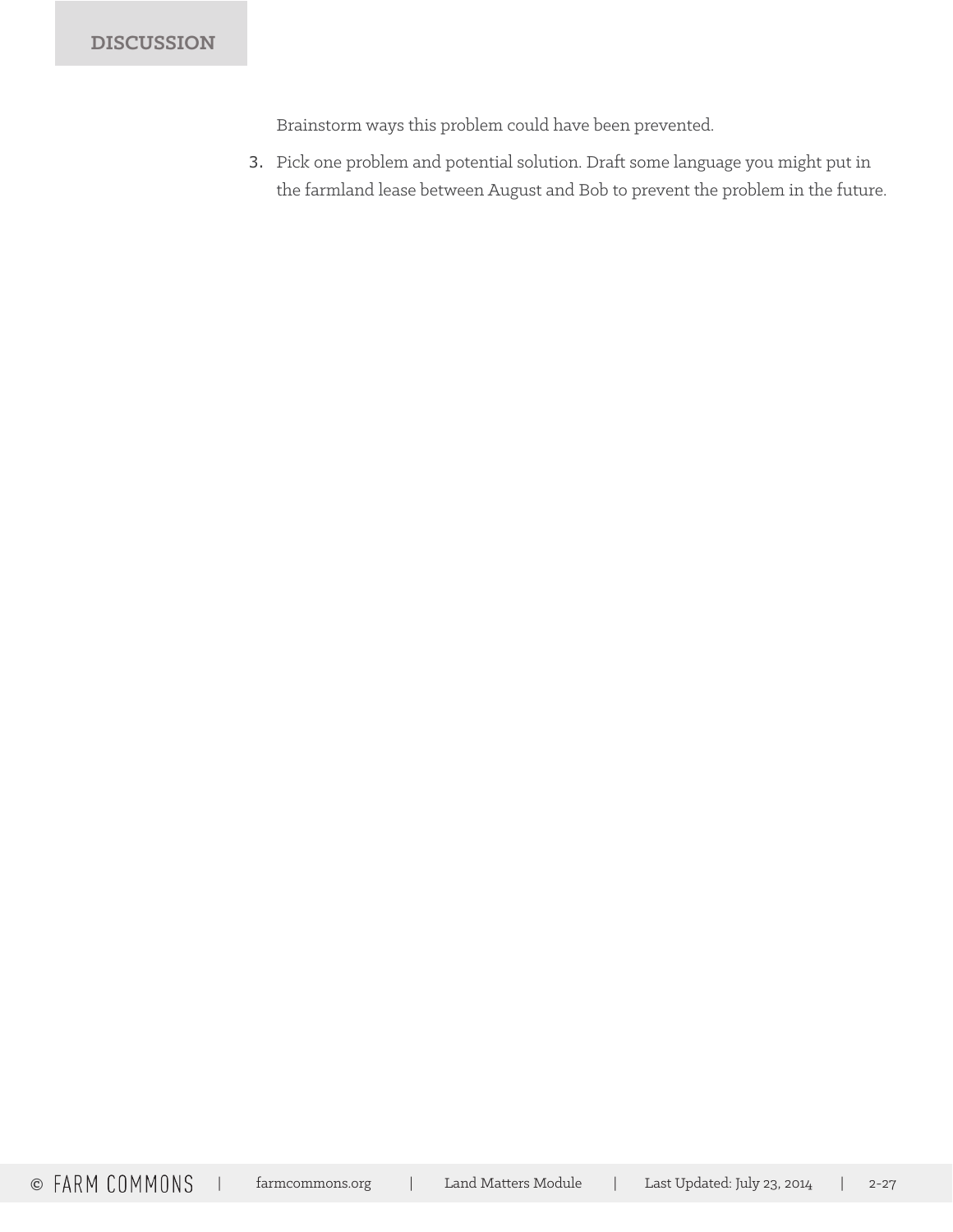## DISCUSSION

Brainstorm ways this problem could have been prevented.

3. Pick one problem and potential solution. Draft some language you might put in the farmland lease between August and Bob to prevent the problem in the future.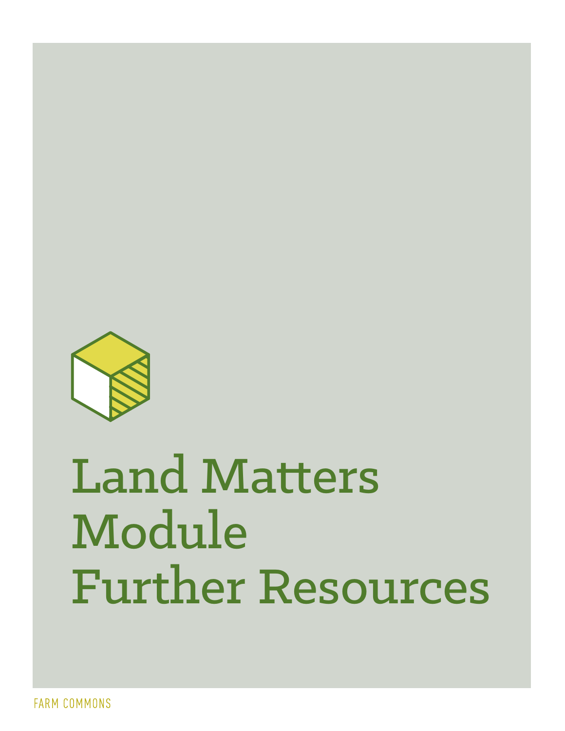# Land Matters Module Further Resources

FARM COMMONS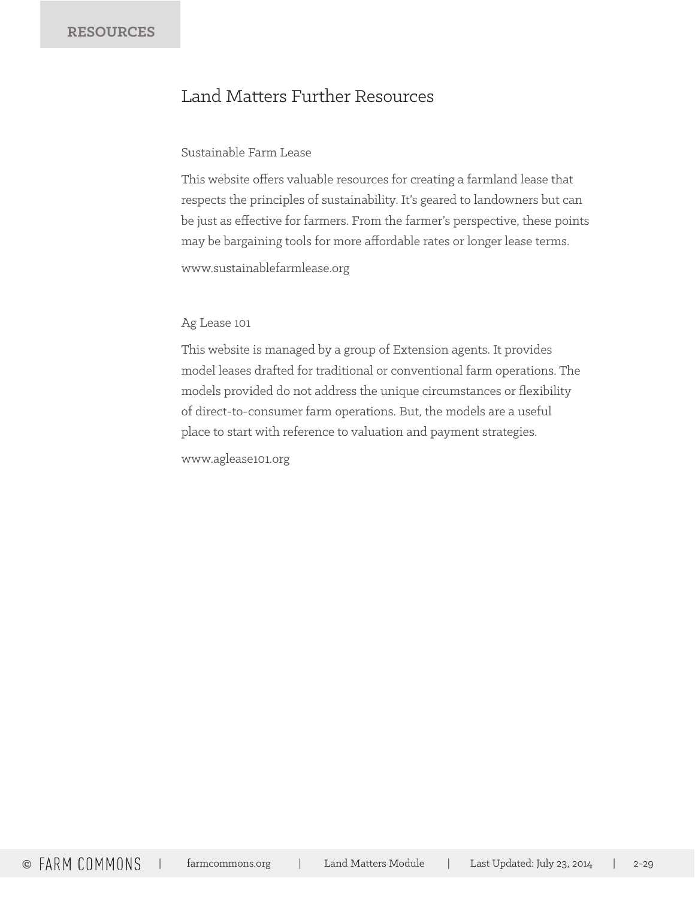RESOURCES

# Land Matters Further Resources

## Sustainable Farm Lease

This website offers valuable resources for creating a farmland lease that respects the principles of sustainability. It's geared to landowners but can be just as effective for farmers. From the farmer's perspective, these points may be bargaining tools for more affordable rates or longer lease terms.

www.sustainablefarmlease.org

## Ag Lease 101

This website is managed by a group of Extension agents. It provides model leases drafted for traditional or conventional farm operations. The models provided do not address the unique circumstances or flexibility of direct-to-consumer farm operations. But, the models are a useful place to start with reference to valuation and payment strategies.

www.aglease101.org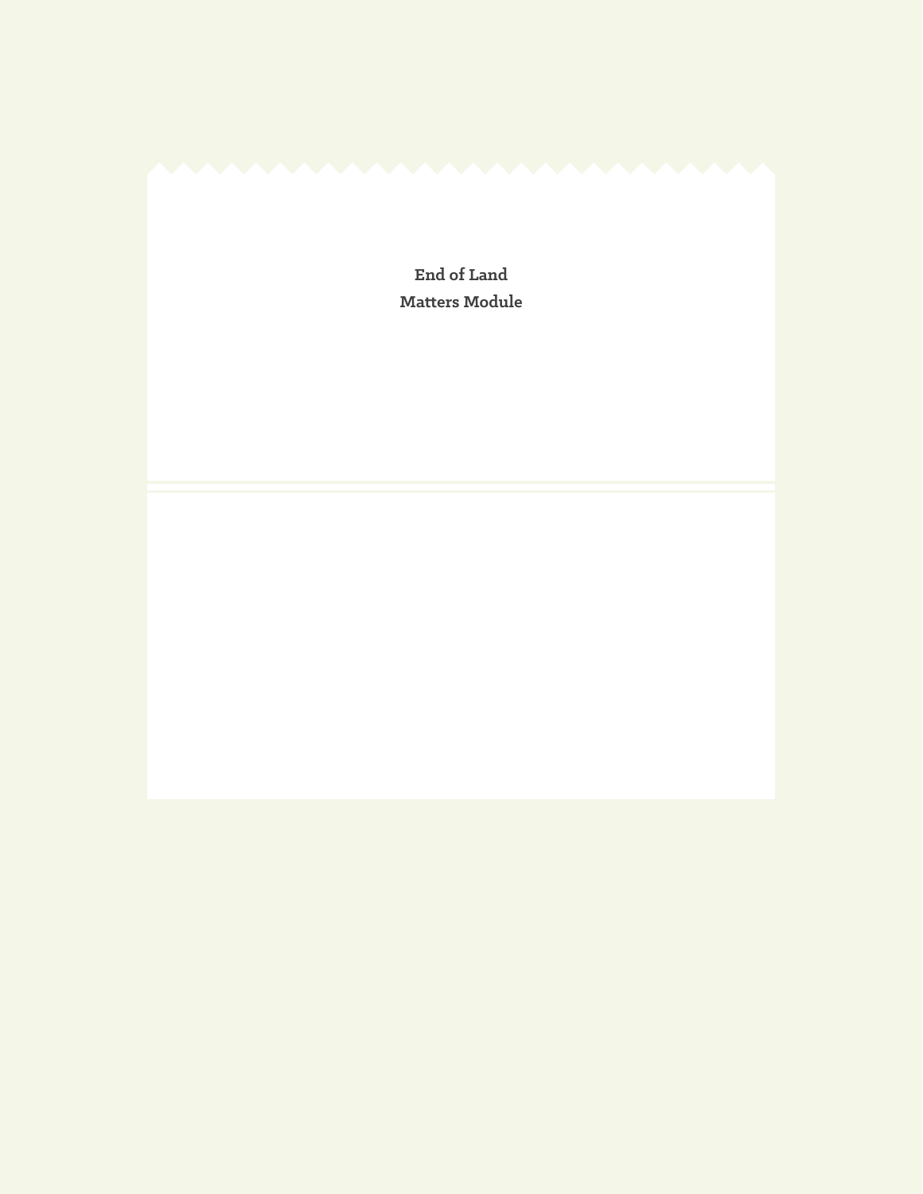**End of Land Matters Module**